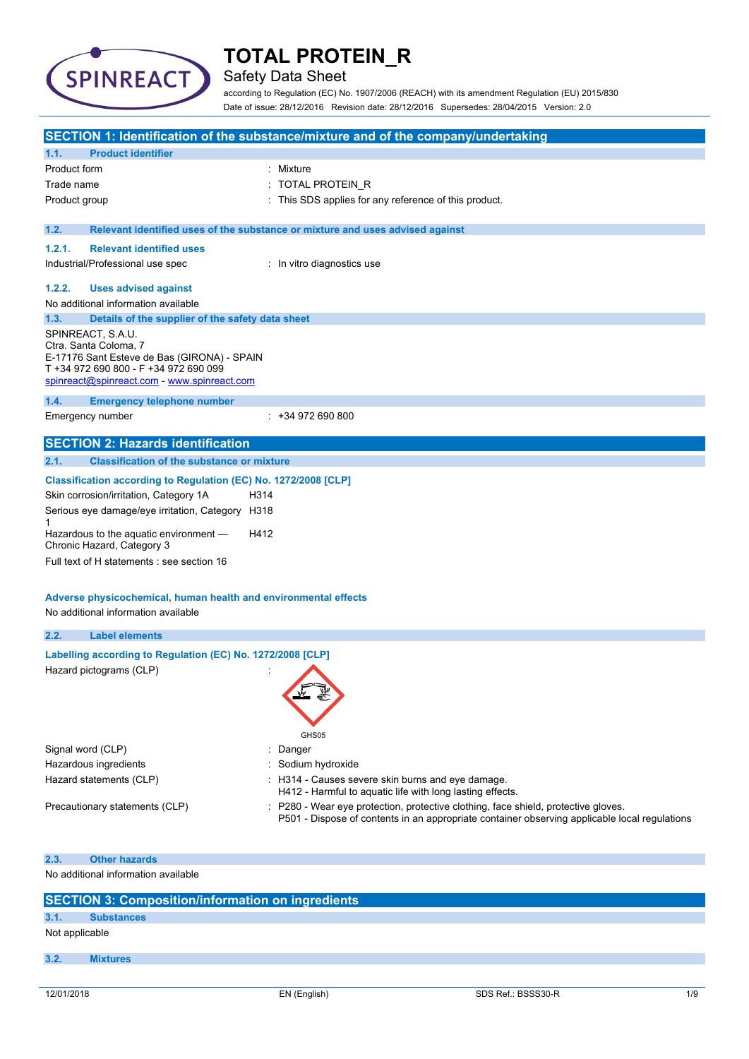# TOTAL PROTEIN_R

Safety Data Sheet

according to Regulation (EC) No. 1907/2006 (REACH) with its amendment Regulation (EU) 2015/830

Date of issue: 28/12/2016 Revision date: 28/12/2016 Supersedes: 28/04/2015 Version: 2.0

## SECTION 1: Identification of the substance/mixture and of the company/undertaking

### 1.1. Product identifier

| | |
|---|---|
| Product form | : Mixture |
| Trade name | : TOTAL PROTEIN_R |
| Product group | : This SDS applies for any reference of this product. |

### 1.2. Relevant identified uses of the substance or mixture and uses advised against

#### 1.2.1. Relevant identified uses

| | |
|---|---|
| Industrial/Professional use spec | : In vitro diagnostics use |

#### 1.2.2. Uses advised against

No additional information available

### 1.3. Details of the supplier of the safety data sheet

SPINREACT, S.A.U.
Ctra. Santa Coloma, 7
E-17176 Sant Esteve de Bas (GIRONA) - SPAIN
T +34 972 690 800 - F +34 972 690 099
spinreact@spinreact.com - www.spinreact.com

### 1.4. Emergency telephone number

| | |
|---|---|
| Emergency number | : +34 972 690 800 |

## SECTION 2: Hazards identification

### 2.1. Classification of the substance or mixture

**Classification according to Regulation (EC) No. 1272/2008 [CLP]**

| | |
|---|---|
| Skin corrosion/irritation, Category 1A | H314 |
| Serious eye damage/eye irritation, Category 1 | H318 |
| Hazardous to the aquatic environment — Chronic Hazard, Category 3 | H412 |

Full text of H statements : see section 16

**Adverse physicochemical, human health and environmental effects**

No additional information available

### 2.2. Label elements

**Labelling according to Regulation (EC) No. 1272/2008 [CLP]**

Hazard pictograms (CLP) :

GHS05

| | |
|---|---|
| Signal word (CLP) | : Danger |
| Hazardous ingredients | : Sodium hydroxide |
| Hazard statements (CLP) | : H314 - Causes severe skin burns and eye damage.<br>H412 - Harmful to aquatic life with long lasting effects. |
| Precautionary statements (CLP) | : P280 - Wear eye protection, protective clothing, face shield, protective gloves.<br>P501 - Dispose of contents in an appropriate container observing applicable local regulations |

### 2.3. Other hazards

No additional information available

## SECTION 3: Composition/information on ingredients

### 3.1. Substances

Not applicable

### 3.2. Mixtures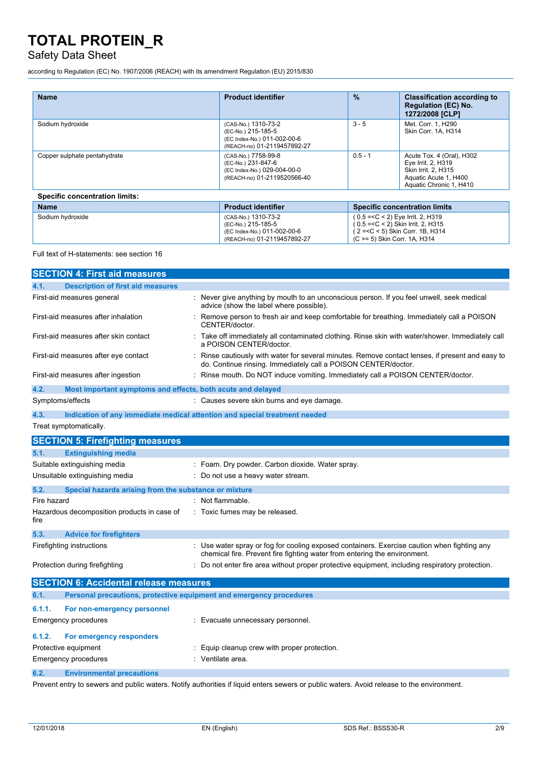| Name | Product identifier | % | Classification according to Regulation (EC) No. 1272/2008 [CLP] |
|---|---|---|---|
| Sodium hydroxide | (CAS-No.) 1310-73-2<br>(EC-No.) 215-185-5<br>(EC Index-No.) 011-002-00-6<br>(REACH-no) 01-2119457892-27 | 3 - 5 | Met. Corr. 1, H290<br>Skin Corr. 1A, H314 |
| Copper sulphate pentahydrate | (CAS-No.) 7758-99-8<br>(EC-No.) 231-847-6<br>(EC Index-No.) 029-004-00-0<br>(REACH-no) 01-2119520566-40 | 0.5 - 1 | Acute Tox. 4 (Oral), H302<br>Eye Irrit. 2, H319<br>Skin Irrit. 2, H315<br>Aquatic Acute 1, H400<br>Aquatic Chronic 1, H410 |

**Specific concentration limits:**

| Name | Product identifier | Specific concentration limits |
|---|---|---|
| Sodium hydroxide | (CAS-No.) 1310-73-2<br>(EC-No.) 215-185-5<br>(EC Index-No.) 011-002-00-6<br>(REACH-no) 01-2119457892-27 | ( 0.5 =<C < 2) Eye Irrit. 2, H319<br>( 0.5 =<C < 2) Skin Irrit. 2, H315<br>( 2 =<C < 5) Skin Corr. 1B, H314<br>(C >= 5) Skin Corr. 1A, H314 |

Full text of H-statements: see section 16

## SECTION 4: First aid measures

### 4.1. Description of first aid measures

First-aid measures general : Never give anything by mouth to an unconscious person. If you feel unwell, seek medical advice (show the label where possible).

First-aid measures after inhalation : Remove person to fresh air and keep comfortable for breathing. Immediately call a POISON CENTER/doctor.

First-aid measures after skin contact : Take off immediately all contaminated clothing. Rinse skin with water/shower. Immediately call a POISON CENTER/doctor.

First-aid measures after eye contact : Rinse cautiously with water for several minutes. Remove contact lenses, if present and easy to do. Continue rinsing. Immediately call a POISON CENTER/doctor.

First-aid measures after ingestion : Rinse mouth. Do NOT induce vomiting. Immediately call a POISON CENTER/doctor.

### 4.2. Most important symptoms and effects, both acute and delayed

Symptoms/effects : Causes severe skin burns and eye damage.

### 4.3. Indication of any immediate medical attention and special treatment needed

Treat symptomatically.

## SECTION 5: Firefighting measures

### 5.1. Extinguishing media

Suitable extinguishing media : Foam. Dry powder. Carbon dioxide. Water spray.

Unsuitable extinguishing media : Do not use a heavy water stream.

### 5.2. Special hazards arising from the substance or mixture

Fire hazard : Not flammable.

Hazardous decomposition products in case of fire : Toxic fumes may be released.

### 5.3. Advice for firefighters

Firefighting instructions : Use water spray or fog for cooling exposed containers. Exercise caution when fighting any chemical fire. Prevent fire fighting water from entering the environment.

Protection during firefighting : Do not enter fire area without proper protective equipment, including respiratory protection.

## SECTION 6: Accidental release measures

### 6.1. Personal precautions, protective equipment and emergency procedures

#### 6.1.1. For non-emergency personnel

Emergency procedures : Evacuate unnecessary personnel.

#### 6.1.2. For emergency responders

Protective equipment : Equip cleanup crew with proper protection.

Emergency procedures : Ventilate area.

### 6.2. Environmental precautions

Prevent entry to sewers and public waters. Notify authorities if liquid enters sewers or public waters. Avoid release to the environment.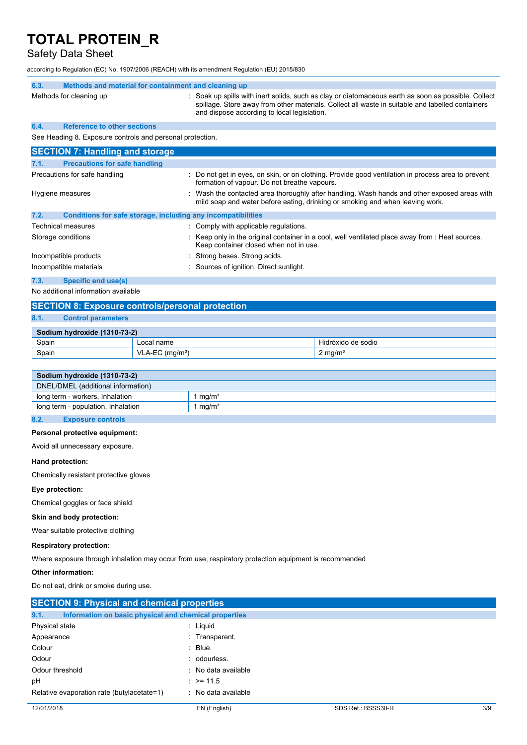### 6.3. Methods and material for containment and cleaning up

Methods for cleaning up : Soak up spills with inert solids, such as clay or diatomaceous earth as soon as possible. Collect spillage. Store away from other materials. Collect all waste in suitable and labelled containers and dispose according to local legislation.

### 6.4. Reference to other sections

See Heading 8. Exposure controls and personal protection.

## SECTION 7: Handling and storage

### 7.1. Precautions for safe handling

Precautions for safe handling : Do not get in eyes, on skin, or on clothing. Provide good ventilation in process area to prevent formation of vapour. Do not breathe vapours.

Hygiene measures : Wash the contacted area thoroughly after handling. Wash hands and other exposed areas with mild soap and water before eating, drinking or smoking and when leaving work.

### 7.2. Conditions for safe storage, including any incompatibilities

Technical measures : Comply with applicable regulations.

Storage conditions : Keep only in the original container in a cool, well ventilated place away from : Heat sources. Keep container closed when not in use.

Incompatible products : Strong bases. Strong acids.

Incompatible materials : Sources of ignition. Direct sunlight.

### 7.3. Specific end use(s)

No additional information available

## SECTION 8: Exposure controls/personal protection

### 8.1. Control parameters

| Sodium hydroxide (1310-73-2) | | |
|---|---|---|
| Spain | Local name | Hidróxido de sodio |
| Spain | VLA-EC (mg/m³) | 2 mg/m³ |

| Sodium hydroxide (1310-73-2) | |
|---|---|
| DNEL/DMEL (additional information) | |
| long term - workers, Inhalation | 1 mg/m³ |
| long term - population, Inhalation | 1 mg/m³ |

### 8.2. Exposure controls

**Personal protective equipment:**

Avoid all unnecessary exposure.

**Hand protection:**

Chemically resistant protective gloves

**Eye protection:**

Chemical goggles or face shield

**Skin and body protection:**

Wear suitable protective clothing

**Respiratory protection:**

Where exposure through inhalation may occur from use, respiratory protection equipment is recommended

**Other information:**

Do not eat, drink or smoke during use.

## SECTION 9: Physical and chemical properties

### 9.1. Information on basic physical and chemical properties

Physical state : Liquid

Appearance : Transparent.

Colour : Blue.

Odour : odourless.

Odour threshold : No data available

pH : >= 11.5

Relative evaporation rate (butylacetate=1) : No data available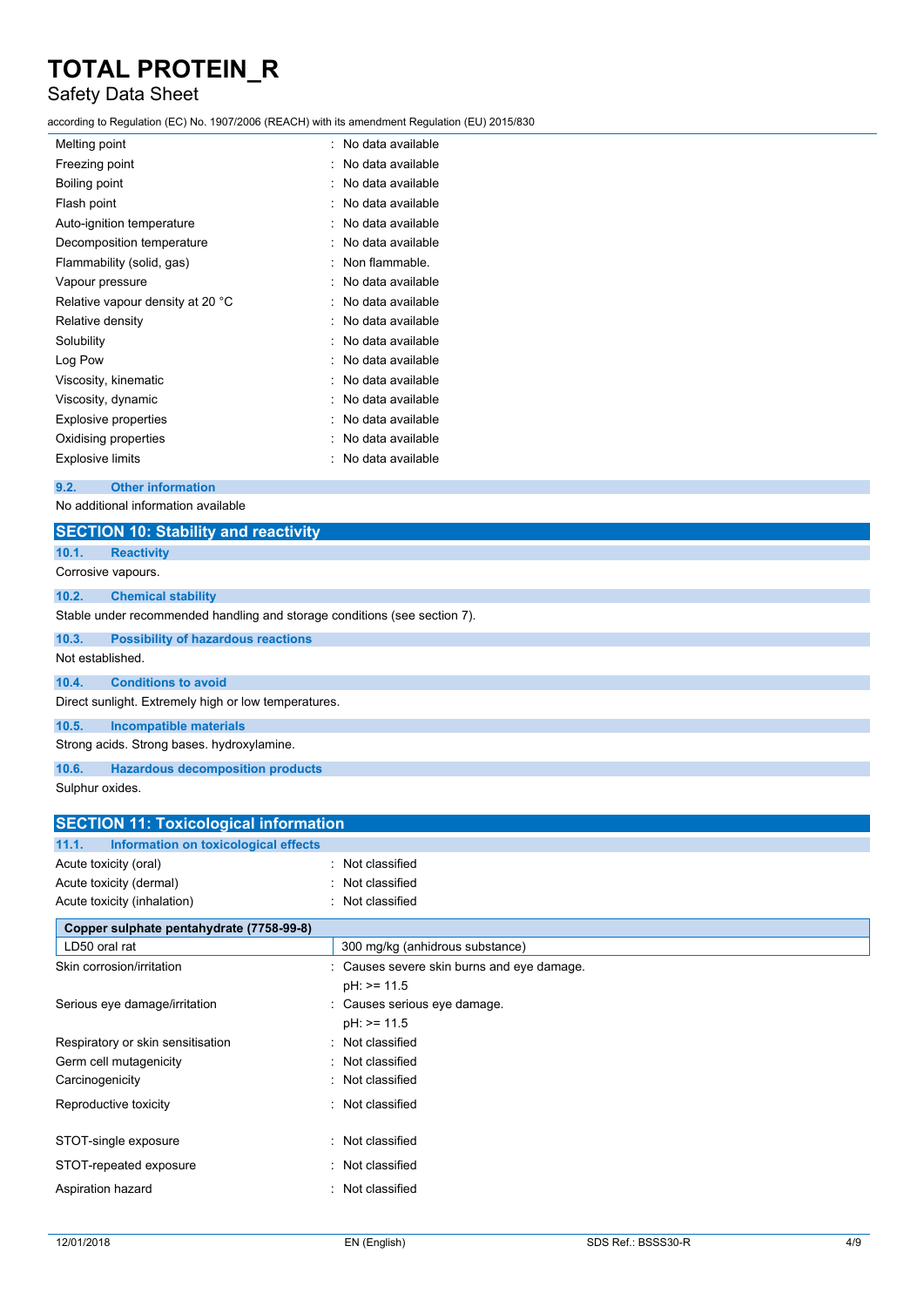| | |
|---|---|
| Melting point | : No data available |
| Freezing point | : No data available |
| Boiling point | : No data available |
| Flash point | : No data available |
| Auto-ignition temperature | : No data available |
| Decomposition temperature | : No data available |
| Flammability (solid, gas) | : Non flammable. |
| Vapour pressure | : No data available |
| Relative vapour density at 20 °C | : No data available |
| Relative density | : No data available |
| Solubility | : No data available |
| Log Pow | : No data available |
| Viscosity, kinematic | : No data available |
| Viscosity, dynamic | : No data available |
| Explosive properties | : No data available |
| Oxidising properties | : No data available |
| Explosive limits | : No data available |

### 9.2. Other information

No additional information available

## SECTION 10: Stability and reactivity

### 10.1. Reactivity

Corrosive vapours.

### 10.2. Chemical stability

Stable under recommended handling and storage conditions (see section 7).

### 10.3. Possibility of hazardous reactions

Not established.

### 10.4. Conditions to avoid

Direct sunlight. Extremely high or low temperatures.

### 10.5. Incompatible materials

Strong acids. Strong bases. hydroxylamine.

### 10.6. Hazardous decomposition products

Sulphur oxides.

## SECTION 11: Toxicological information

### 11.1. Information on toxicological effects

| | |
|---|---|
| Acute toxicity (oral) | : Not classified |
| Acute toxicity (dermal) | : Not classified |
| Acute toxicity (inhalation) | : Not classified |

| Copper sulphate pentahydrate (7758-99-8) | |
|---|---|
| LD50 oral rat | 300 mg/kg (anhidrous substance) |

| | |
|---|---|
| Skin corrosion/irritation | : Causes severe skin burns and eye damage.<br>pH: >= 11.5 |
| Serious eye damage/irritation | : Causes serious eye damage.<br>pH: >= 11.5 |
| Respiratory or skin sensitisation | : Not classified |
| Germ cell mutagenicity | : Not classified |
| Carcinogenicity | : Not classified |
| Reproductive toxicity | : Not classified |
| STOT-single exposure | : Not classified |
| STOT-repeated exposure | : Not classified |
| Aspiration hazard | : Not classified |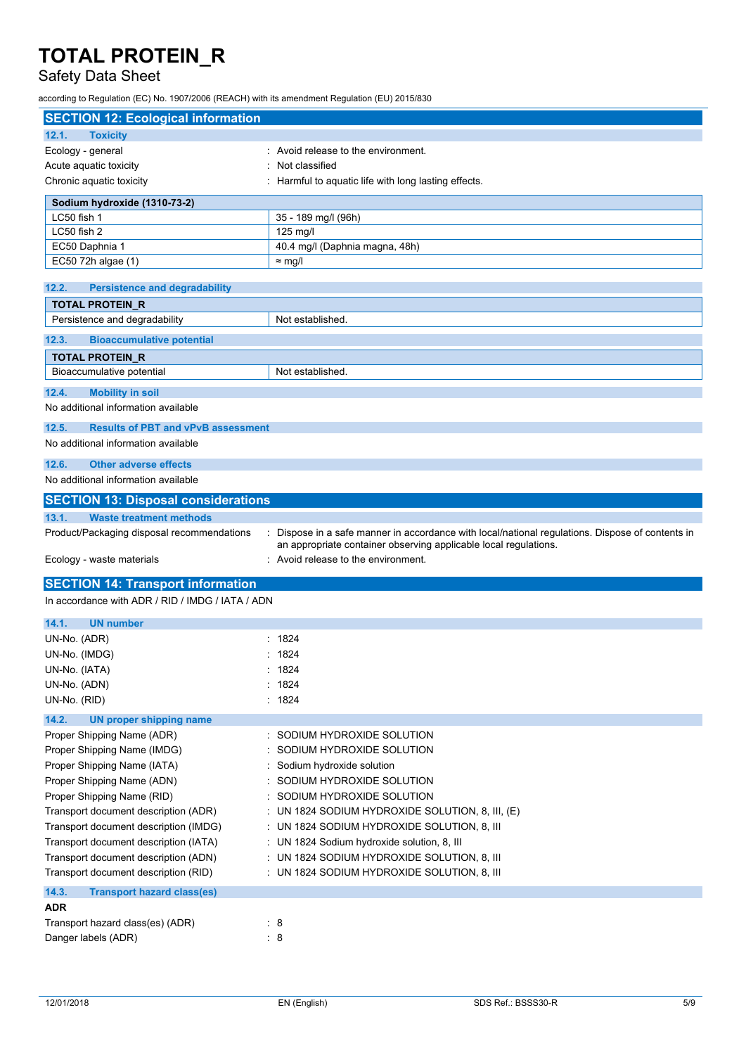## SECTION 12: Ecological information

### 12.1. Toxicity

| | |
|---|---|
| Ecology - general | : Avoid release to the environment. |
| Acute aquatic toxicity | : Not classified |
| Chronic aquatic toxicity | : Harmful to aquatic life with long lasting effects. |

| Sodium hydroxide (1310-73-2) | |
|---|---|
| LC50 fish 1 | 35 - 189 mg/l (96h) |
| LC50 fish 2 | 125 mg/l |
| EC50 Daphnia 1 | 40.4 mg/l (Daphnia magna, 48h) |
| EC50 72h algae (1) | ≈ mg/l |

### 12.2. Persistence and degradability

| TOTAL PROTEIN_R | |
|---|---|
| Persistence and degradability | Not established. |

### 12.3. Bioaccumulative potential

| TOTAL PROTEIN_R | |
|---|---|
| Bioaccumulative potential | Not established. |

### 12.4. Mobility in soil

No additional information available

### 12.5. Results of PBT and vPvB assessment

No additional information available

### 12.6. Other adverse effects

No additional information available

## SECTION 13: Disposal considerations

### 13.1. Waste treatment methods

| | |
|---|---|
| Product/Packaging disposal recommendations | : Dispose in a safe manner in accordance with local/national regulations. Dispose of contents in an appropriate container observing applicable local regulations. |
| Ecology - waste materials | : Avoid release to the environment. |

## SECTION 14: Transport information

In accordance with ADR / RID / IMDG / IATA / ADN

### 14.1. UN number

| | |
|---|---|
| UN-No. (ADR) | : 1824 |
| UN-No. (IMDG) | : 1824 |
| UN-No. (IATA) | : 1824 |
| UN-No. (ADN) | : 1824 |
| UN-No. (RID) | : 1824 |

### 14.2. UN proper shipping name

| | |
|---|---|
| Proper Shipping Name (ADR) | : SODIUM HYDROXIDE SOLUTION |
| Proper Shipping Name (IMDG) | : SODIUM HYDROXIDE SOLUTION |
| Proper Shipping Name (IATA) | : Sodium hydroxide solution |
| Proper Shipping Name (ADN) | : SODIUM HYDROXIDE SOLUTION |
| Proper Shipping Name (RID) | : SODIUM HYDROXIDE SOLUTION |
| Transport document description (ADR) | : UN 1824 SODIUM HYDROXIDE SOLUTION, 8, III, (E) |
| Transport document description (IMDG) | : UN 1824 SODIUM HYDROXIDE SOLUTION, 8, III |
| Transport document description (IATA) | : UN 1824 Sodium hydroxide solution, 8, III |
| Transport document description (ADN) | : UN 1824 SODIUM HYDROXIDE SOLUTION, 8, III |
| Transport document description (RID) | : UN 1824 SODIUM HYDROXIDE SOLUTION, 8, III |

### 14.3. Transport hazard class(es)

**ADR**

| | |
|---|---|
| Transport hazard class(es) (ADR) | : 8 |
| Danger labels (ADR) | : 8 |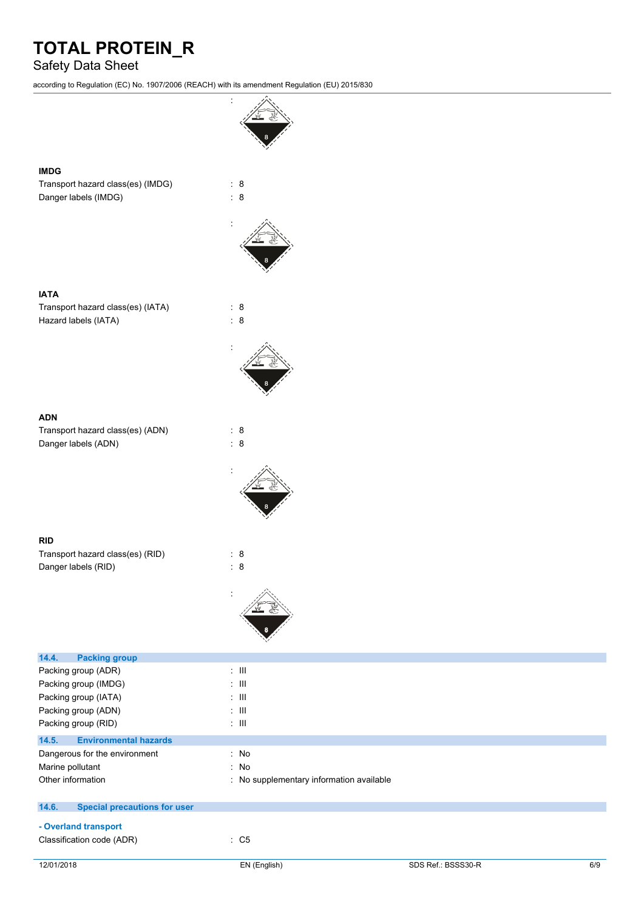:

**IMDG**

Transport hazard class(es) (IMDG) : 8

Danger labels (IMDG) : 8

:

**IATA**

Transport hazard class(es) (IATA) : 8

Hazard labels (IATA) : 8

:

**ADN**

Transport hazard class(es) (ADN) : 8

Danger labels (ADN) : 8

:

**RID**

Transport hazard class(es) (RID) : 8

Danger labels (RID) : 8

:

## 14.4. Packing group

Packing group (ADR) : III

Packing group (IMDG) : III

Packing group (IATA) : III

Packing group (ADN) : III

Packing group (RID) : III

## 14.5. Environmental hazards

Dangerous for the environment : No

Marine pollutant : No

Other information : No supplementary information available

## 14.6. Special precautions for user

**- Overland transport**

Classification code (ADR) : C5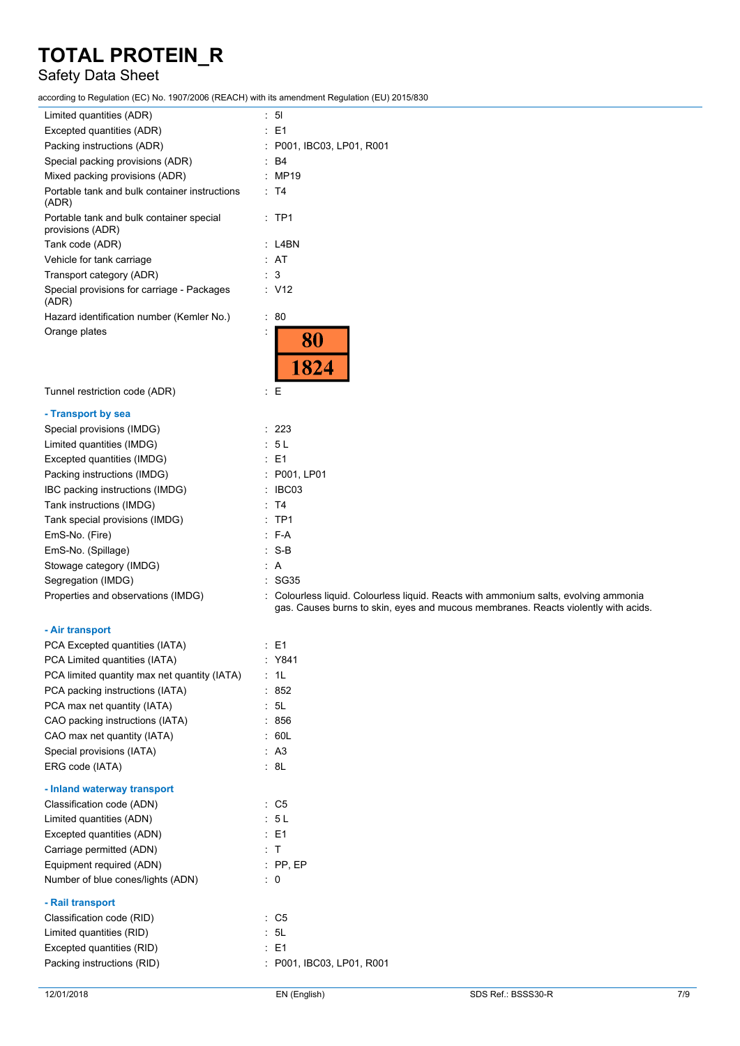| | |
|---|---|
| Limited quantities (ADR) | : 5l |
| Excepted quantities (ADR) | : E1 |
| Packing instructions (ADR) | : P001, IBC03, LP01, R001 |
| Special packing provisions (ADR) | : B4 |
| Mixed packing provisions (ADR) | : MP19 |
| Portable tank and bulk container instructions (ADR) | : T4 |
| Portable tank and bulk container special provisions (ADR) | : TP1 |
| Tank code (ADR) | : L4BN |
| Vehicle for tank carriage | : AT |
| Transport category (ADR) | : 3 |
| Special provisions for carriage - Packages (ADR) | : V12 |
| Hazard identification number (Kemler No.) | : 80 |
| Orange plates | : 80 / 1824 |
| Tunnel restriction code (ADR) | : E |

**- Transport by sea**

| | |
|---|---|
| Special provisions (IMDG) | : 223 |
| Limited quantities (IMDG) | : 5 L |
| Excepted quantities (IMDG) | : E1 |
| Packing instructions (IMDG) | : P001, LP01 |
| IBC packing instructions (IMDG) | : IBC03 |
| Tank instructions (IMDG) | : T4 |
| Tank special provisions (IMDG) | : TP1 |
| EmS-No. (Fire) | : F-A |
| EmS-No. (Spillage) | : S-B |
| Stowage category (IMDG) | : A |
| Segregation (IMDG) | : SG35 |
| Properties and observations (IMDG) | : Colourless liquid. Colourless liquid. Reacts with ammonium salts, evolving ammonia gas. Causes burns to skin, eyes and mucous membranes. Reacts violently with acids. |

**- Air transport**

| | |
|---|---|
| PCA Excepted quantities (IATA) | : E1 |
| PCA Limited quantities (IATA) | : Y841 |
| PCA limited quantity max net quantity (IATA) | : 1L |
| PCA packing instructions (IATA) | : 852 |
| PCA max net quantity (IATA) | : 5L |
| CAO packing instructions (IATA) | : 856 |
| CAO max net quantity (IATA) | : 60L |
| Special provisions (IATA) | : A3 |
| ERG code (IATA) | : 8L |

**- Inland waterway transport**

| | |
|---|---|
| Classification code (ADN) | : C5 |
| Limited quantities (ADN) | : 5 L |
| Excepted quantities (ADN) | : E1 |
| Carriage permitted (ADN) | : T |
| Equipment required (ADN) | : PP, EP |
| Number of blue cones/lights (ADN) | : 0 |

**- Rail transport**

| | |
|---|---|
| Classification code (RID) | : C5 |
| Limited quantities (RID) | : 5L |
| Excepted quantities (RID) | : E1 |
| Packing instructions (RID) | : P001, IBC03, LP01, R001 |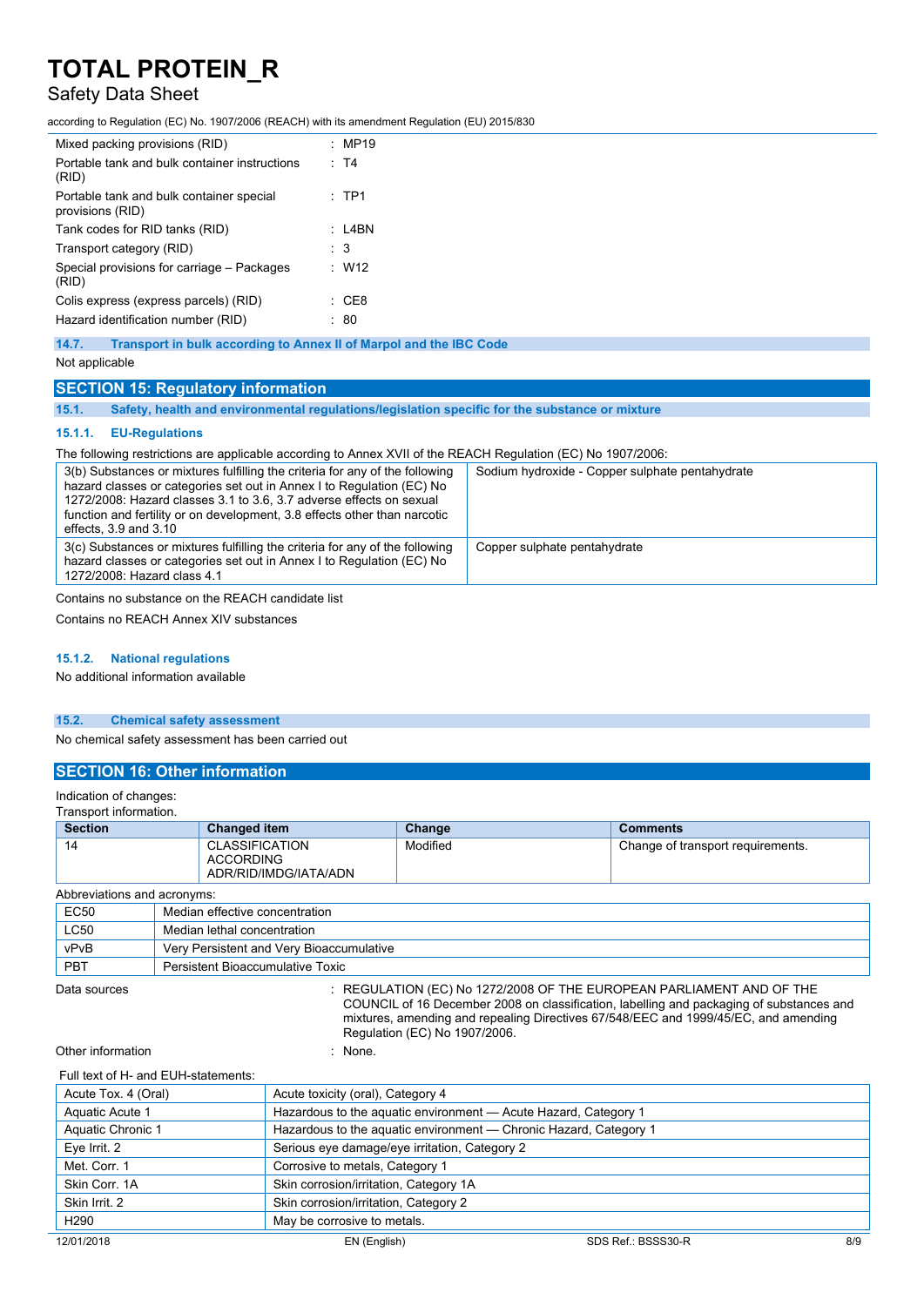| | |
|---|---|
| Mixed packing provisions (RID) | : MP19 |
| Portable tank and bulk container instructions (RID) | : T4 |
| Portable tank and bulk container special provisions (RID) | : TP1 |
| Tank codes for RID tanks (RID) | : L4BN |
| Transport category (RID) | : 3 |
| Special provisions for carriage – Packages (RID) | : W12 |
| Colis express (express parcels) (RID) | : CE8 |
| Hazard identification number (RID) | : 80 |

### 14.7. Transport in bulk according to Annex II of Marpol and the IBC Code

Not applicable

## SECTION 15: Regulatory information

### 15.1. Safety, health and environmental regulations/legislation specific for the substance or mixture

#### 15.1.1. EU-Regulations

The following restrictions are applicable according to Annex XVII of the REACH Regulation (EC) No 1907/2006:

| | |
|---|---|
| 3(b) Substances or mixtures fulfilling the criteria for any of the following hazard classes or categories set out in Annex I to Regulation (EC) No 1272/2008: Hazard classes 3.1 to 3.6, 3.7 adverse effects on sexual function and fertility or on development, 3.8 effects other than narcotic effects, 3.9 and 3.10 | Sodium hydroxide - Copper sulphate pentahydrate |
| 3(c) Substances or mixtures fulfilling the criteria for any of the following hazard classes or categories set out in Annex I to Regulation (EC) No 1272/2008: Hazard class 4.1 | Copper sulphate pentahydrate |

Contains no substance on the REACH candidate list

Contains no REACH Annex XIV substances

#### 15.1.2. National regulations

No additional information available

### 15.2. Chemical safety assessment

No chemical safety assessment has been carried out

## SECTION 16: Other information

Indication of changes:

Transport information.

| Section | Changed item | Change | Comments |
|---|---|---|---|
| 14 | CLASSIFICATION ACCORDING ADR/RID/IMDG/IATA/ADN | Modified | Change of transport requirements. |

Abbreviations and acronyms:

| | |
|---|---|
| EC50 | Median effective concentration |
| LC50 | Median lethal concentration |
| vPvB | Very Persistent and Very Bioaccumulative |
| PBT | Persistent Bioaccumulative Toxic |

| | |
|---|---|
| Data sources | : REGULATION (EC) No 1272/2008 OF THE EUROPEAN PARLIAMENT AND OF THE COUNCIL of 16 December 2008 on classification, labelling and packaging of substances and mixtures, amending and repealing Directives 67/548/EEC and 1999/45/EC, and amending Regulation (EC) No 1907/2006. |
| Other information | : None. |

Full text of H- and EUH-statements:

| | |
|---|---|
| Acute Tox. 4 (Oral) | Acute toxicity (oral), Category 4 |
| Aquatic Acute 1 | Hazardous to the aquatic environment — Acute Hazard, Category 1 |
| Aquatic Chronic 1 | Hazardous to the aquatic environment — Chronic Hazard, Category 1 |
| Eye Irrit. 2 | Serious eye damage/eye irritation, Category 2 |
| Met. Corr. 1 | Corrosive to metals, Category 1 |
| Skin Corr. 1A | Skin corrosion/irritation, Category 1A |
| Skin Irrit. 2 | Skin corrosion/irritation, Category 2 |
| H290 | May be corrosive to metals. |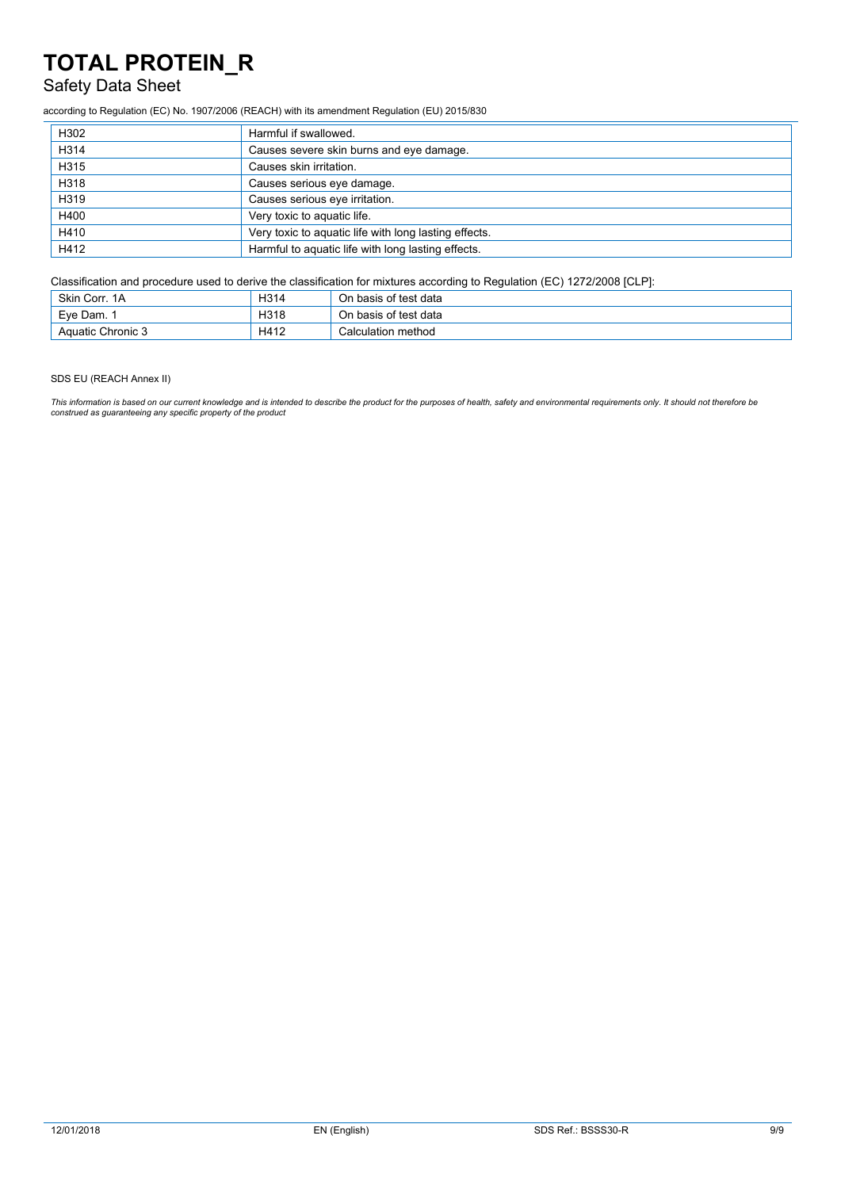| H302 | Harmful if swallowed. |
| --- | --- |
| H314 | Causes severe skin burns and eye damage. |
| H315 | Causes skin irritation. |
| H318 | Causes serious eye damage. |
| H319 | Causes serious eye irritation. |
| H400 | Very toxic to aquatic life. |
| H410 | Very toxic to aquatic life with long lasting effects. |
| H412 | Harmful to aquatic life with long lasting effects. |

Classification and procedure used to derive the classification for mixtures according to Regulation (EC) 1272/2008 [CLP]:

| Skin Corr. 1A | H314 | On basis of test data |
| --- | --- | --- |
| Eye Dam. 1 | H318 | On basis of test data |
| Aquatic Chronic 3 | H412 | Calculation method |

SDS EU (REACH Annex II)

*This information is based on our current knowledge and is intended to describe the product for the purposes of health, safety and environmental requirements only. It should not therefore be construed as guaranteeing any specific property of the product*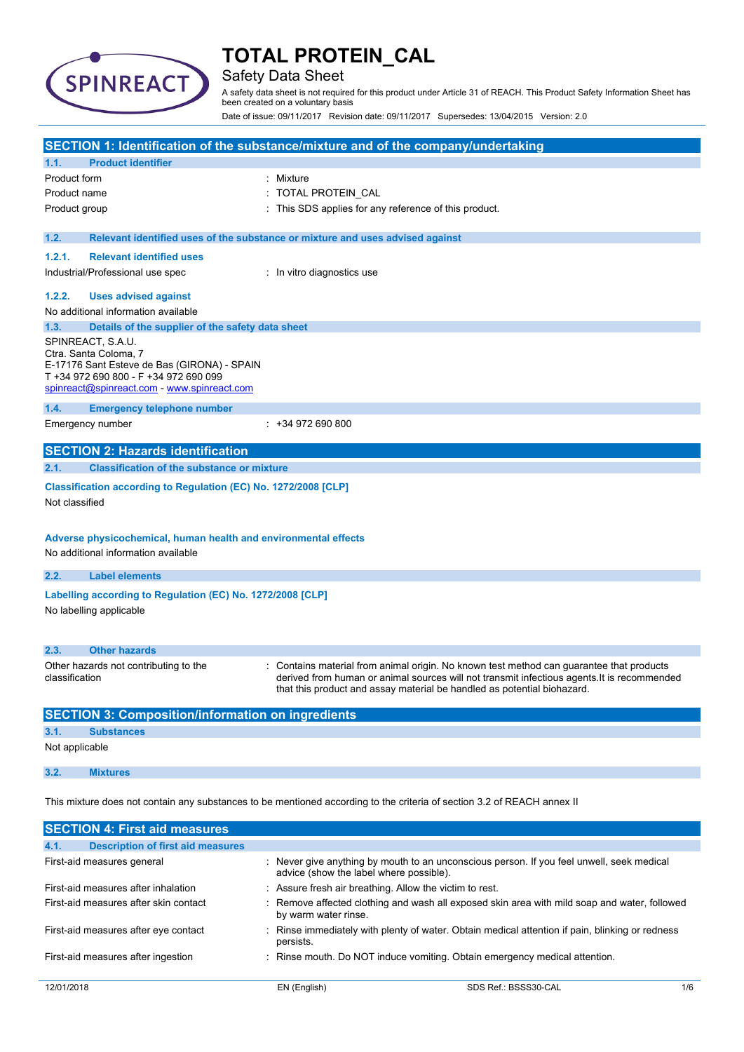# TOTAL PROTEIN_CAL

Safety Data Sheet

A safety data sheet is not required for this product under Article 31 of REACH. This Product Safety Information Sheet has been created on a voluntary basis

Date of issue: 09/11/2017 Revision date: 09/11/2017 Supersedes: 13/04/2015 Version: 2.0

## SECTION 1: Identification of the substance/mixture and of the company/undertaking

### 1.1. Product identifier

| | |
|---|---|
| Product form | : Mixture |
| Product name | : TOTAL PROTEIN_CAL |
| Product group | : This SDS applies for any reference of this product. |

### 1.2. Relevant identified uses of the substance or mixture and uses advised against

#### 1.2.1. Relevant identified uses

| | |
|---|---|
| Industrial/Professional use spec | : In vitro diagnostics use |

#### 1.2.2. Uses advised against

No additional information available

### 1.3. Details of the supplier of the safety data sheet

SPINREACT, S.A.U.
Ctra. Santa Coloma, 7
E-17176 Sant Esteve de Bas (GIRONA) - SPAIN
T +34 972 690 800 - F +34 972 690 099
spinreact@spinreact.com - www.spinreact.com

### 1.4. Emergency telephone number

| | |
|---|---|
| Emergency number | : +34 972 690 800 |

## SECTION 2: Hazards identification

### 2.1. Classification of the substance or mixture

**Classification according to Regulation (EC) No. 1272/2008 [CLP]**

Not classified

**Adverse physicochemical, human health and environmental effects**

No additional information available

### 2.2. Label elements

**Labelling according to Regulation (EC) No. 1272/2008 [CLP]**

No labelling applicable

### 2.3. Other hazards

| | |
|---|---|
| Other hazards not contributing to the classification | : Contains material from animal origin. No known test method can guarantee that products derived from human or animal sources will not transmit infectious agents.It is recommended that this product and assay material be handled as potential biohazard. |

## SECTION 3: Composition/information on ingredients

### 3.1. Substances

Not applicable

### 3.2. Mixtures

This mixture does not contain any substances to be mentioned according to the criteria of section 3.2 of REACH annex II

## SECTION 4: First aid measures

### 4.1. Description of first aid measures

| | |
|---|---|
| First-aid measures general | : Never give anything by mouth to an unconscious person. If you feel unwell, seek medical advice (show the label where possible). |
| First-aid measures after inhalation | : Assure fresh air breathing. Allow the victim to rest. |
| First-aid measures after skin contact | : Remove affected clothing and wash all exposed skin area with mild soap and water, followed by warm water rinse. |
| First-aid measures after eye contact | : Rinse immediately with plenty of water. Obtain medical attention if pain, blinking or redness persists. |
| First-aid measures after ingestion | : Rinse mouth. Do NOT induce vomiting. Obtain emergency medical attention. |

12/01/2018 EN (English) SDS Ref.: BSSS30-CAL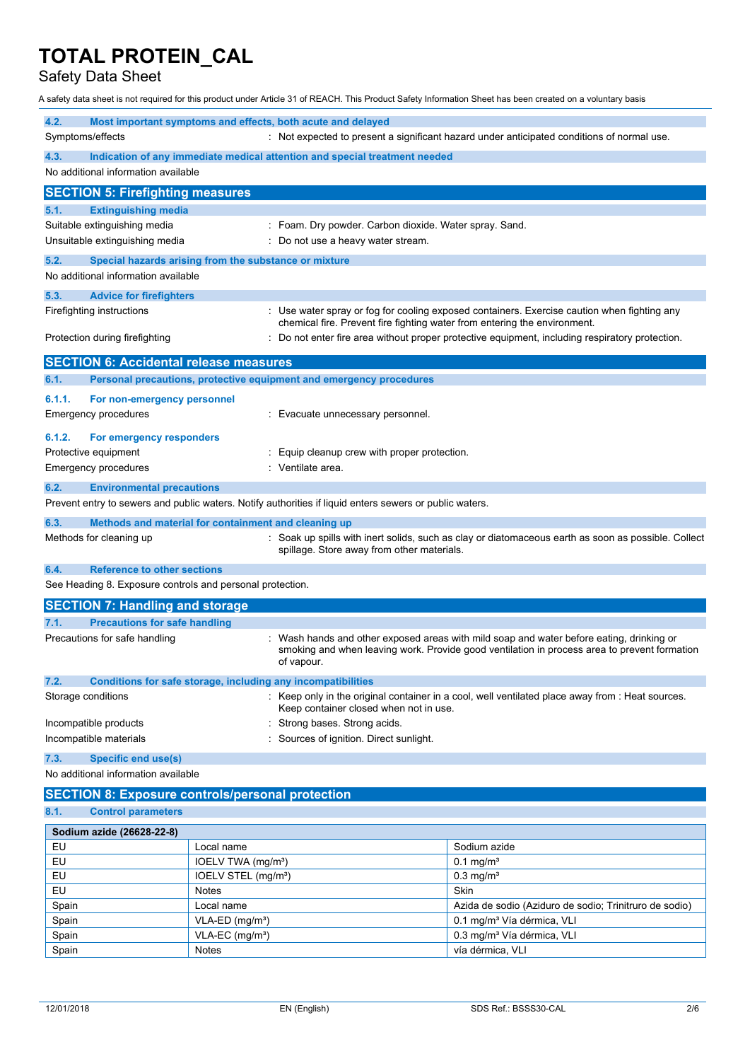# TOTAL PROTEIN_CAL

Safety Data Sheet

A safety data sheet is not required for this product under Article 31 of REACH. This Product Safety Information Sheet has been created on a voluntary basis

### 4.2. Most important symptoms and effects, both acute and delayed

Symptoms/effects : Not expected to present a significant hazard under anticipated conditions of normal use.

### 4.3. Indication of any immediate medical attention and special treatment needed

No additional information available

## SECTION 5: Firefighting measures

### 5.1. Extinguishing media

Suitable extinguishing media : Foam. Dry powder. Carbon dioxide. Water spray. Sand.

Unsuitable extinguishing media : Do not use a heavy water stream.

### 5.2. Special hazards arising from the substance or mixture

No additional information available

### 5.3. Advice for firefighters

Firefighting instructions : Use water spray or fog for cooling exposed containers. Exercise caution when fighting any chemical fire. Prevent fire fighting water from entering the environment.

Protection during firefighting : Do not enter fire area without proper protective equipment, including respiratory protection.

## SECTION 6: Accidental release measures

### 6.1. Personal precautions, protective equipment and emergency procedures

#### 6.1.1. For non-emergency personnel

Emergency procedures : Evacuate unnecessary personnel.

#### 6.1.2. For emergency responders

Protective equipment : Equip cleanup crew with proper protection.

Emergency procedures : Ventilate area.

### 6.2. Environmental precautions

Prevent entry to sewers and public waters. Notify authorities if liquid enters sewers or public waters.

### 6.3. Methods and material for containment and cleaning up

Methods for cleaning up : Soak up spills with inert solids, such as clay or diatomaceous earth as soon as possible. Collect spillage. Store away from other materials.

### 6.4. Reference to other sections

See Heading 8. Exposure controls and personal protection.

## SECTION 7: Handling and storage

### 7.1. Precautions for safe handling

Precautions for safe handling : Wash hands and other exposed areas with mild soap and water before eating, drinking or smoking and when leaving work. Provide good ventilation in process area to prevent formation of vapour.

### 7.2. Conditions for safe storage, including any incompatibilities

Storage conditions : Keep only in the original container in a cool, well ventilated place away from : Heat sources. Keep container closed when not in use.

Incompatible products : Strong bases. Strong acids.

Incompatible materials : Sources of ignition. Direct sunlight.

### 7.3. Specific end use(s)

No additional information available

## SECTION 8: Exposure controls/personal protection

### 8.1. Control parameters

| Sodium azide (26628-22-8) | | |
|---|---|---|
| EU | Local name | Sodium azide |
| EU | IOELV TWA (mg/m³) | 0.1 mg/m³ |
| EU | IOELV STEL (mg/m³) | 0.3 mg/m³ |
| EU | Notes | Skin |
| Spain | Local name | Azida de sodio (Aziduro de sodio; Trinitruro de sodio) |
| Spain | VLA-ED (mg/m³) | 0.1 mg/m³ Vía dérmica, VLI |
| Spain | VLA-EC (mg/m³) | 0.3 mg/m³ Vía dérmica, VLI |
| Spain | Notes | vía dérmica, VLI |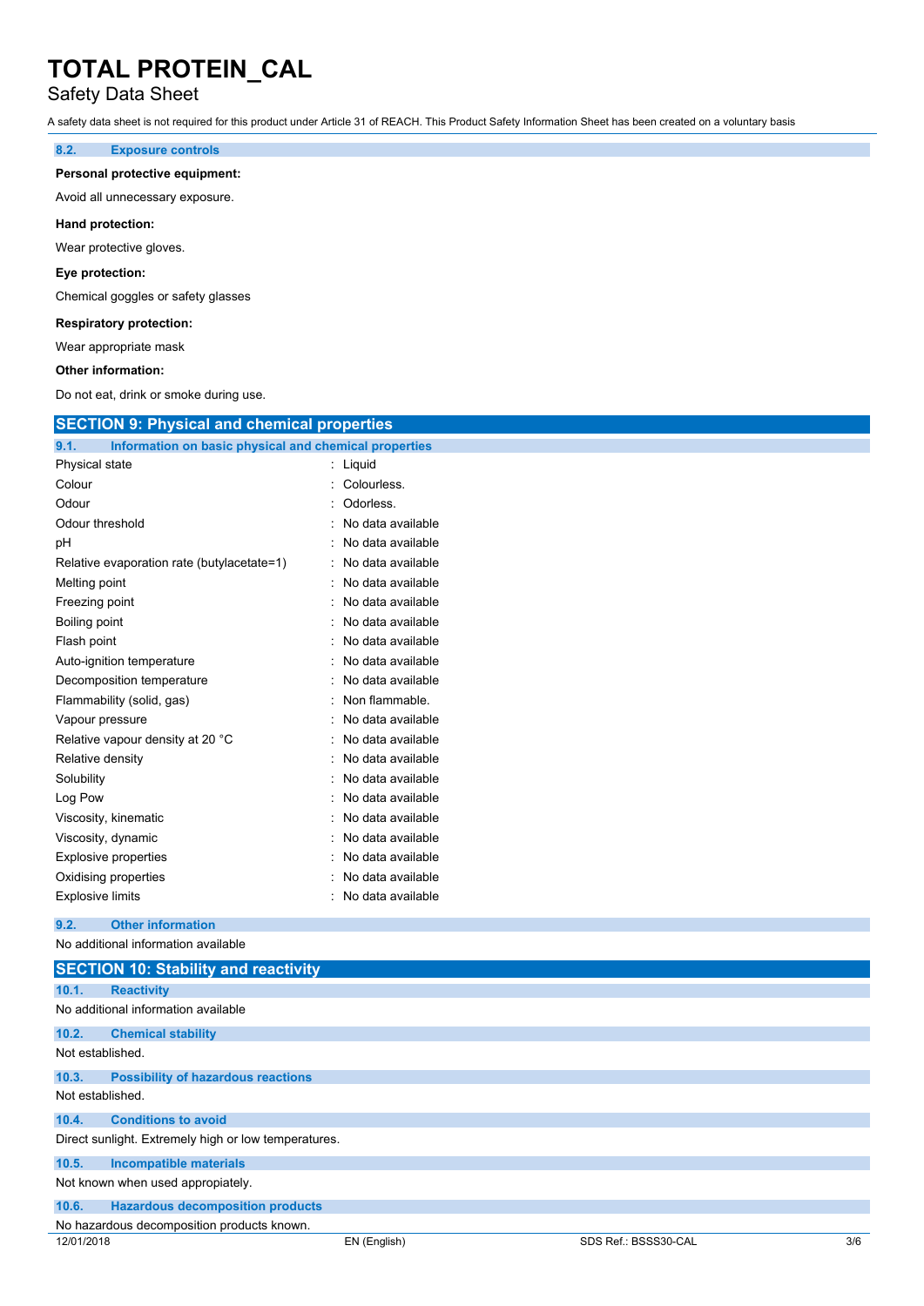### 8.2. Exposure controls

**Personal protective equipment:**

Avoid all unnecessary exposure.

**Hand protection:**

Wear protective gloves.

**Eye protection:**

Chemical goggles or safety glasses

**Respiratory protection:**

Wear appropriate mask

**Other information:**

Do not eat, drink or smoke during use.

## SECTION 9: Physical and chemical properties

### 9.1. Information on basic physical and chemical properties

| | |
|---|---|
| Physical state | : Liquid |
| Colour | : Colourless. |
| Odour | : Odorless. |
| Odour threshold | : No data available |
| pH | : No data available |
| Relative evaporation rate (butylacetate=1) | : No data available |
| Melting point | : No data available |
| Freezing point | : No data available |
| Boiling point | : No data available |
| Flash point | : No data available |
| Auto-ignition temperature | : No data available |
| Decomposition temperature | : No data available |
| Flammability (solid, gas) | : Non flammable. |
| Vapour pressure | : No data available |
| Relative vapour density at 20 °C | : No data available |
| Relative density | : No data available |
| Solubility | : No data available |
| Log Pow | : No data available |
| Viscosity, kinematic | : No data available |
| Viscosity, dynamic | : No data available |
| Explosive properties | : No data available |
| Oxidising properties | : No data available |
| Explosive limits | : No data available |

### 9.2. Other information

No additional information available

## SECTION 10: Stability and reactivity

### 10.1. Reactivity

No additional information available

### 10.2. Chemical stability

Not established.

### 10.3. Possibility of hazardous reactions

Not established.

### 10.4. Conditions to avoid

Direct sunlight. Extremely high or low temperatures.

### 10.5. Incompatible materials

Not known when used appropiately.

### 10.6. Hazardous decomposition products

No hazardous decomposition products known.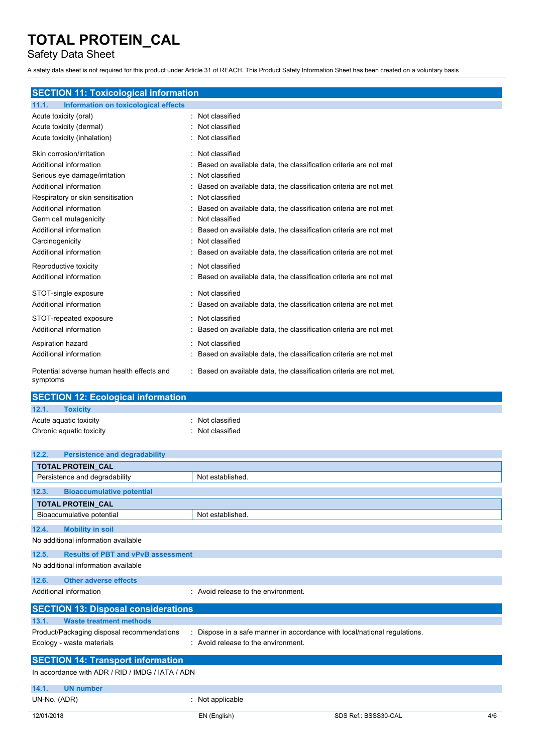# TOTAL PROTEIN_CAL

Safety Data Sheet

A safety data sheet is not required for this product under Article 31 of REACH. This Product Safety Information Sheet has been created on a voluntary basis

## SECTION 11: Toxicological information

### 11.1. Information on toxicological effects

| | |
|---|---|
| Acute toxicity (oral) | : Not classified |
| Acute toxicity (dermal) | : Not classified |
| Acute toxicity (inhalation) | : Not classified |
| Skin corrosion/irritation | : Not classified |
| Additional information | : Based on available data, the classification criteria are not met |
| Serious eye damage/irritation | : Not classified |
| Additional information | : Based on available data, the classification criteria are not met |
| Respiratory or skin sensitisation | : Not classified |
| Additional information | : Based on available data, the classification criteria are not met |
| Germ cell mutagenicity | : Not classified |
| Additional information | : Based on available data, the classification criteria are not met |
| Carcinogenicity | : Not classified |
| Additional information | : Based on available data, the classification criteria are not met |
| Reproductive toxicity | : Not classified |
| Additional information | : Based on available data, the classification criteria are not met |
| STOT-single exposure | : Not classified |
| Additional information | : Based on available data, the classification criteria are not met |
| STOT-repeated exposure | : Not classified |
| Additional information | : Based on available data, the classification criteria are not met |
| Aspiration hazard | : Not classified |
| Additional information | : Based on available data, the classification criteria are not met |
| Potential adverse human health effects and symptoms | : Based on available data, the classification criteria are not met. |

## SECTION 12: Ecological information

### 12.1. Toxicity

| | |
|---|---|
| Acute aquatic toxicity | : Not classified |
| Chronic aquatic toxicity | : Not classified |

### 12.2. Persistence and degradability

| TOTAL PROTEIN_CAL | |
|---|---|
| Persistence and degradability | Not established. |

### 12.3. Bioaccumulative potential

| TOTAL PROTEIN_CAL | |
|---|---|
| Bioaccumulative potential | Not established. |

### 12.4. Mobility in soil

No additional information available

### 12.5. Results of PBT and vPvB assessment

No additional information available

### 12.6. Other adverse effects

| | |
|---|---|
| Additional information | : Avoid release to the environment. |

## SECTION 13: Disposal considerations

### 13.1. Waste treatment methods

| | |
|---|---|
| Product/Packaging disposal recommendations | : Dispose in a safe manner in accordance with local/national regulations. |
| Ecology - waste materials | : Avoid release to the environment. |

## SECTION 14: Transport information

In accordance with ADR / RID / IMDG / IATA / ADN

### 14.1. UN number

| | |
|---|---|
| UN-No. (ADR) | : Not applicable |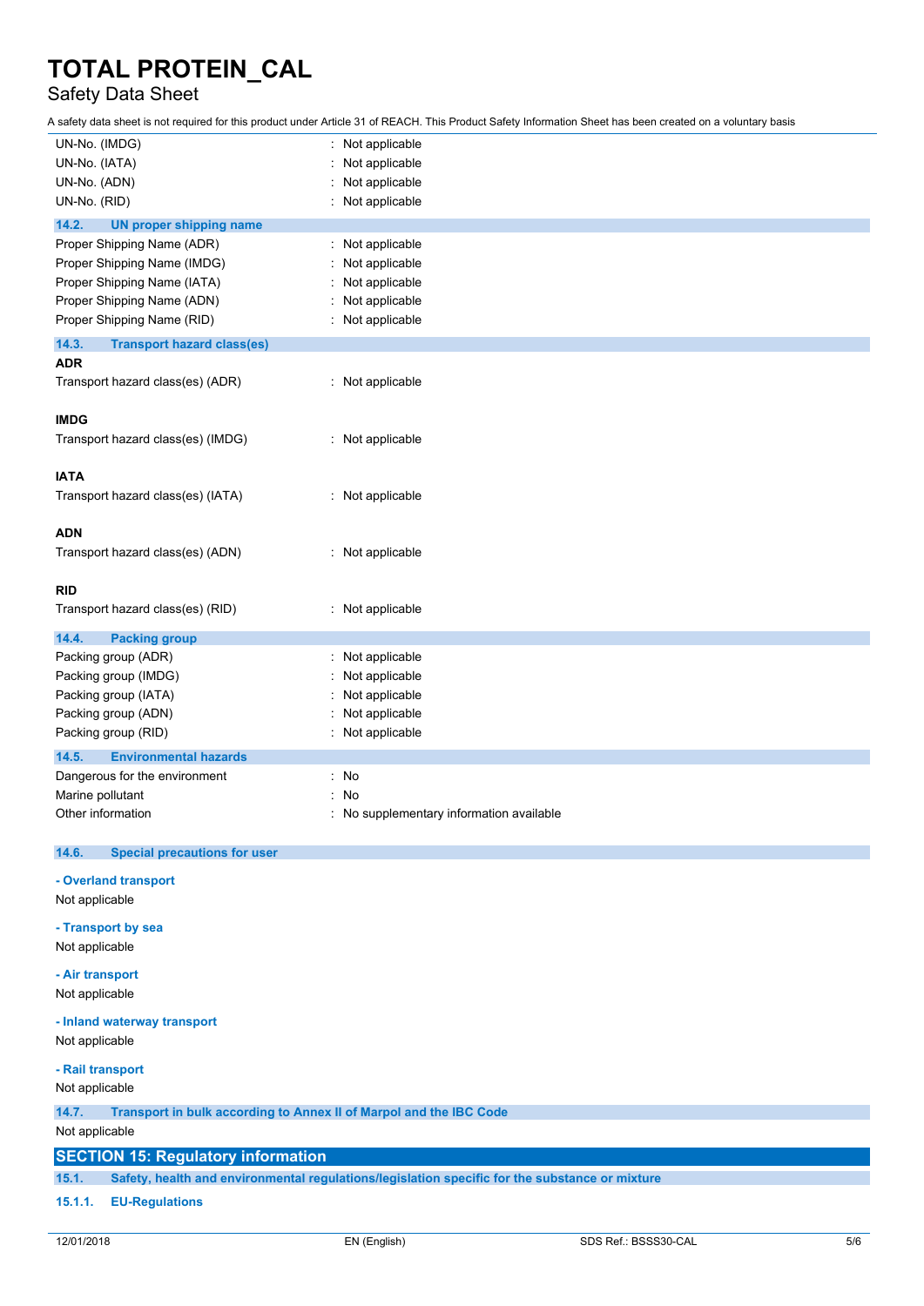| | |
|---|---|
| UN-No. (IMDG) | : Not applicable |
| UN-No. (IATA) | : Not applicable |
| UN-No. (ADN) | : Not applicable |
| UN-No. (RID) | : Not applicable |

### 14.2. UN proper shipping name

| | |
|---|---|
| Proper Shipping Name (ADR) | : Not applicable |
| Proper Shipping Name (IMDG) | : Not applicable |
| Proper Shipping Name (IATA) | : Not applicable |
| Proper Shipping Name (ADN) | : Not applicable |
| Proper Shipping Name (RID) | : Not applicable |

### 14.3. Transport hazard class(es)

**ADR**

Transport hazard class(es) (ADR) : Not applicable

**IMDG**

Transport hazard class(es) (IMDG) : Not applicable

**IATA**

Transport hazard class(es) (IATA) : Not applicable

**ADN**

Transport hazard class(es) (ADN) : Not applicable

**RID**

Transport hazard class(es) (RID) : Not applicable

### 14.4. Packing group

| | |
|---|---|
| Packing group (ADR) | : Not applicable |
| Packing group (IMDG) | : Not applicable |
| Packing group (IATA) | : Not applicable |
| Packing group (ADN) | : Not applicable |
| Packing group (RID) | : Not applicable |

### 14.5. Environmental hazards

| | |
|---|---|
| Dangerous for the environment | : No |
| Marine pollutant | : No |
| Other information | : No supplementary information available |

### 14.6. Special precautions for user

**- Overland transport**

Not applicable

**- Transport by sea**

Not applicable

**- Air transport**

Not applicable

**- Inland waterway transport**

Not applicable

**- Rail transport**

Not applicable

### 14.7. Transport in bulk according to Annex II of Marpol and the IBC Code

Not applicable

## SECTION 15: Regulatory information

### 15.1. Safety, health and environmental regulations/legislation specific for the substance or mixture

#### 15.1.1. EU-Regulations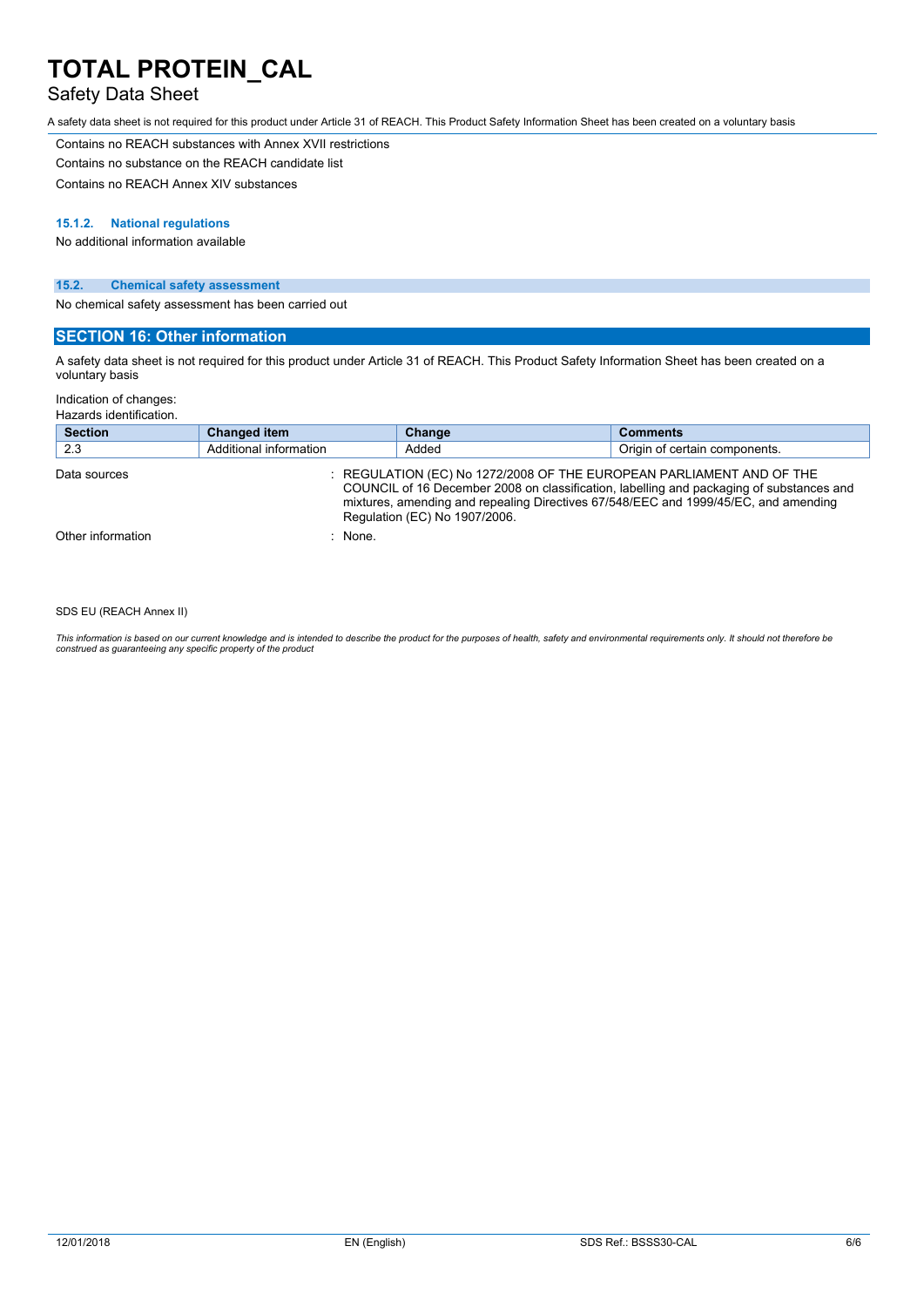Contains no REACH substances with Annex XVII restrictions

Contains no substance on the REACH candidate list

Contains no REACH Annex XIV substances

#### 15.1.2. National regulations

No additional information available

### 15.2. Chemical safety assessment

No chemical safety assessment has been carried out

## SECTION 16: Other information

A safety data sheet is not required for this product under Article 31 of REACH. This Product Safety Information Sheet has been created on a voluntary basis

Indication of changes:

Hazards identification.

| Section | Changed item | Change | Comments |
|---|---|---|---|
| 2.3 | Additional information | Added | Origin of certain components. |

Data sources : REGULATION (EC) No 1272/2008 OF THE EUROPEAN PARLIAMENT AND OF THE COUNCIL of 16 December 2008 on classification, labelling and packaging of substances and mixtures, amending and repealing Directives 67/548/EEC and 1999/45/EC, and amending Regulation (EC) No 1907/2006.

Other information : None.

SDS EU (REACH Annex II)

*This information is based on our current knowledge and is intended to describe the product for the purposes of health, safety and environmental requirements only. It should not therefore be construed as guaranteeing any specific property of the product*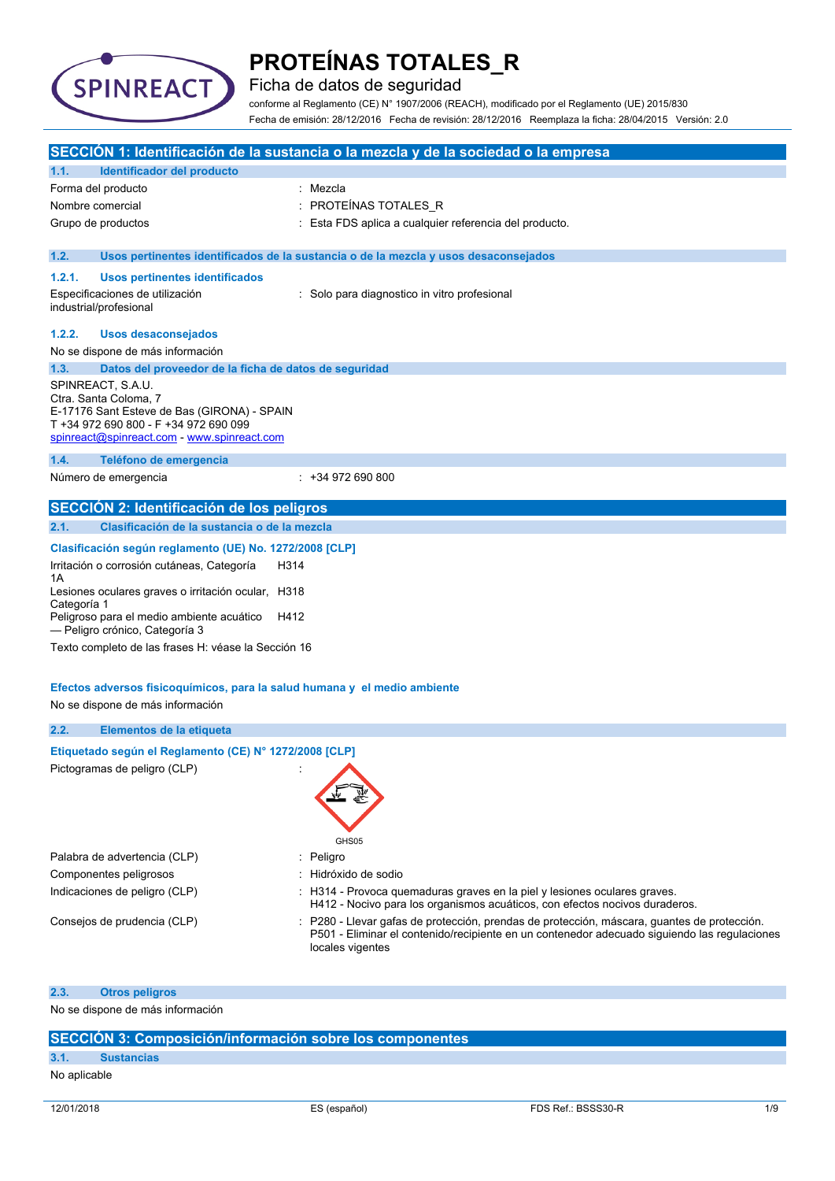# PROTEÍNAS TOTALES_R

## Ficha de datos de seguridad

conforme al Reglamento (CE) N° 1907/2006 (REACH), modificado por el Reglamento (UE) 2015/830

Fecha de emisión: 28/12/2016 Fecha de revisión: 28/12/2016 Reemplaza la ficha: 28/04/2015 Versión: 2.0

## SECCIÓN 1: Identificación de la sustancia o la mezcla y de la sociedad o la empresa

### 1.1. Identificador del producto

| | |
|---|---|
| Forma del producto | : Mezcla |
| Nombre comercial | : PROTEÍNAS TOTALES_R |
| Grupo de productos | : Esta FDS aplica a cualquier referencia del producto. |

### 1.2. Usos pertinentes identificados de la sustancia o de la mezcla y usos desaconsejados

#### 1.2.1. Usos pertinentes identificados

| | |
|---|---|
| Especificaciones de utilización industrial/profesional | : Solo para diagnostico in vitro profesional |

#### 1.2.2. Usos desaconsejados

No se dispone de más información

### 1.3. Datos del proveedor de la ficha de datos de seguridad

SPINREACT, S.A.U.
Ctra. Santa Coloma, 7
E-17176 Sant Esteve de Bas (GIRONA) - SPAIN
T +34 972 690 800 - F +34 972 690 099
spinreact@spinreact.com - www.spinreact.com

### 1.4. Teléfono de emergencia

| | |
|---|---|
| Número de emergencia | : +34 972 690 800 |

## SECCIÓN 2: Identificación de los peligros

### 2.1. Clasificación de la sustancia o de la mezcla

**Clasificación según reglamento (UE) No. 1272/2008 [CLP]**

| | |
|---|---|
| Irritación o corrosión cutáneas, Categoría 1A | H314 |
| Lesiones oculares graves o irritación ocular, Categoría 1 | H318 |
| Peligroso para el medio ambiente acuático — Peligro crónico, Categoría 3 | H412 |

Texto completo de las frases H: véase la Sección 16

**Efectos adversos fisicoquímicos, para la salud humana y el medio ambiente**

No se dispone de más información

### 2.2. Elementos de la etiqueta

**Etiquetado según el Reglamento (CE) N° 1272/2008 [CLP]**

| | |
|---|---|
| Pictogramas de peligro (CLP) | : GHS05 |
| Palabra de advertencia (CLP) | : Peligro |
| Componentes peligrosos | : Hidróxido de sodio |
| Indicaciones de peligro (CLP) | : H314 - Provoca quemaduras graves en la piel y lesiones oculares graves.<br>H412 - Nocivo para los organismos acuáticos, con efectos nocivos duraderos. |
| Consejos de prudencia (CLP) | : P280 - Llevar gafas de protección, prendas de protección, máscara, guantes de protección.<br>P501 - Eliminar el contenido/recipiente en un contenedor adecuado siguiendo las regulaciones locales vigentes |

### 2.3. Otros peligros

No se dispone de más información

## SECCIÓN 3: Composición/información sobre los componentes

### 3.1. Sustancias

No aplicable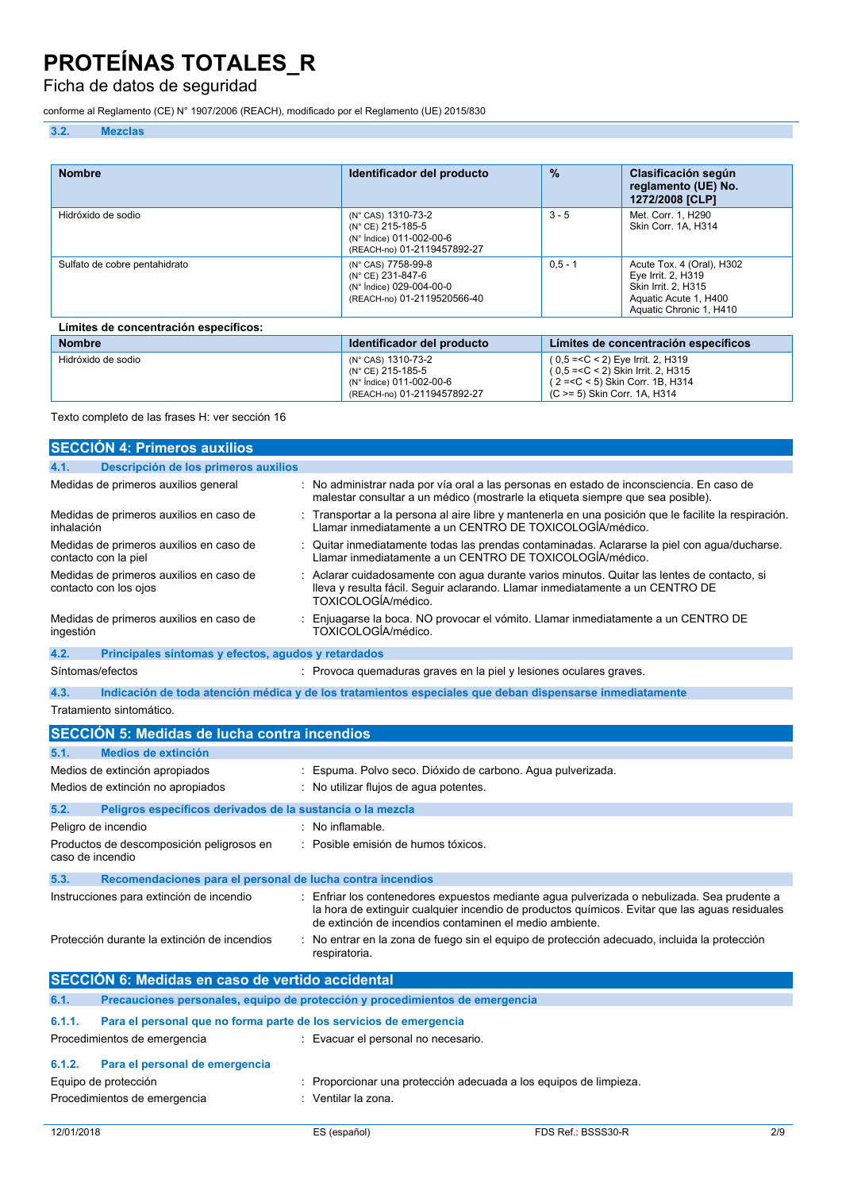### 3.2. Mezclas

| Nombre | Identificador del producto | % | Clasificación según reglamento (UE) No. 1272/2008 [CLP] |
|---|---|---|---|
| Hidróxido de sodio | (N° CAS) 1310-73-2<br>(N° CE) 215-185-5<br>(N° Índice) 011-002-00-6<br>(REACH-no) 01-2119457892-27 | 3 - 5 | Met. Corr. 1, H290<br>Skin Corr. 1A, H314 |
| Sulfato de cobre pentahidrato | (N° CAS) 7758-99-8<br>(N° CE) 231-847-6<br>(N° Índice) 029-004-00-0<br>(REACH-no) 01-2119520566-40 | 0,5 - 1 | Acute Tox. 4 (Oral), H302<br>Eye Irrit. 2, H319<br>Skin Irrit. 2, H315<br>Aquatic Acute 1, H400<br>Aquatic Chronic 1, H410 |

**Límites de concentración específicos:**

| Nombre | Identificador del producto | Límites de concentración específicos |
|---|---|---|
| Hidróxido de sodio | (N° CAS) 1310-73-2<br>(N° CE) 215-185-5<br>(N° Índice) 011-002-00-6<br>(REACH-no) 01-2119457892-27 | ( 0,5 =<C < 2) Eye Irrit. 2, H319<br>( 0,5 =<C < 2) Skin Irrit. 2, H315<br>( 2 =<C < 5) Skin Corr. 1B, H314<br>(C >= 5) Skin Corr. 1A, H314 |

Texto completo de las frases H: ver sección 16

## SECCIÓN 4: Primeros auxilios

### 4.1. Descripción de los primeros auxilios

Medidas de primeros auxilios general : No administrar nada por vía oral a las personas en estado de inconsciencia. En caso de malestar consultar a un médico (mostrarle la etiqueta siempre que sea posible).

Medidas de primeros auxilios en caso de inhalación : Transportar a la persona al aire libre y mantenerla en una posición que le facilite la respiración. Llamar inmediatamente a un CENTRO DE TOXICOLOGÍA/médico.

Medidas de primeros auxilios en caso de contacto con la piel : Quitar inmediatamente todas las prendas contaminadas. Aclararse la piel con agua/ducharse. Llamar inmediatamente a un CENTRO DE TOXICOLOGÍA/médico.

Medidas de primeros auxilios en caso de contacto con los ojos : Aclarar cuidadosamente con agua durante varios minutos. Quitar las lentes de contacto, si lleva y resulta fácil. Seguir aclarando. Llamar inmediatamente a un CENTRO DE TOXICOLOGÍA/médico.

Medidas de primeros auxilios en caso de ingestión : Enjuagarse la boca. NO provocar el vómito. Llamar inmediatamente a un CENTRO DE TOXICOLOGÍA/médico.

### 4.2. Principales síntomas y efectos, agudos y retardados

Síntomas/efectos : Provoca quemaduras graves en la piel y lesiones oculares graves.

### 4.3. Indicación de toda atención médica y de los tratamientos especiales que deban dispensarse inmediatamente

Tratamiento sintomático.

## SECCIÓN 5: Medidas de lucha contra incendios

### 5.1. Medios de extinción

Medios de extinción apropiados : Espuma. Polvo seco. Dióxido de carbono. Agua pulverizada.

Medios de extinción no apropiados : No utilizar flujos de agua potentes.

### 5.2. Peligros específicos derivados de la sustancia o la mezcla

Peligro de incendio : No inflamable.

Productos de descomposición peligrosos en caso de incendio : Posible emisión de humos tóxicos.

### 5.3. Recomendaciones para el personal de lucha contra incendios

Instrucciones para extinción de incendio : Enfriar los contenedores expuestos mediante agua pulverizada o nebulizada. Sea prudente a la hora de extinguir cualquier incendio de productos químicos. Evitar que las aguas residuales de extinción de incendios contaminen el medio ambiente.

Protección durante la extinción de incendios : No entrar en la zona de fuego sin el equipo de protección adecuado, incluida la protección respiratoria.

## SECCIÓN 6: Medidas en caso de vertido accidental

### 6.1. Precauciones personales, equipo de protección y procedimientos de emergencia

#### 6.1.1. Para el personal que no forma parte de los servicios de emergencia

Procedimientos de emergencia : Evacuar el personal no necesario.

#### 6.1.2. Para el personal de emergencia

Equipo de protección : Proporcionar una protección adecuada a los equipos de limpieza.

Procedimientos de emergencia : Ventilar la zona.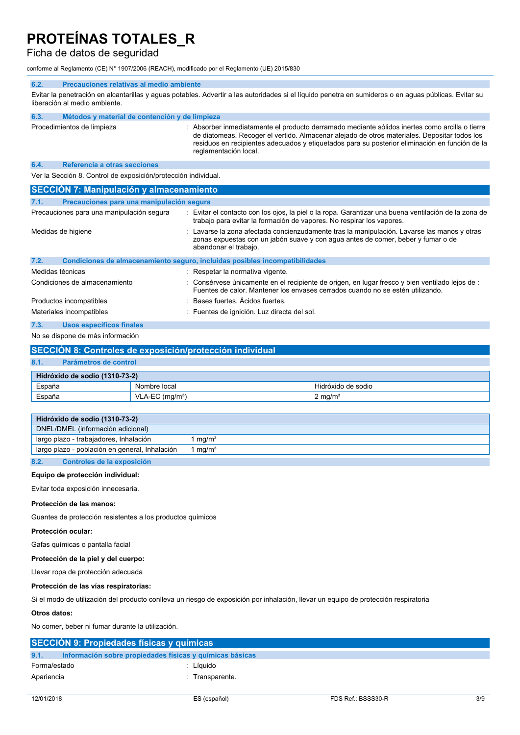### 6.2. Precauciones relativas al medio ambiente

Evitar la penetración en alcantarillas y aguas potables. Advertir a las autoridades si el líquido penetra en sumideros o en aguas públicas. Evitar su liberación al medio ambiente.

### 6.3. Métodos y material de contención y de limpieza

Procedimientos de limpieza : Absorber inmediatamente el producto derramado mediante sólidos inertes como arcilla o tierra de diatomeas. Recoger el vertido. Almacenar alejado de otros materiales. Depositar todos los residuos en recipientes adecuados y etiquetados para su posterior eliminación en función de la reglamentación local.

### 6.4. Referencia a otras secciones

Ver la Sección 8. Control de exposición/protección individual.

## SECCIÓN 7: Manipulación y almacenamiento

### 7.1. Precauciones para una manipulación segura

Precauciones para una manipulación segura : Evitar el contacto con los ojos, la piel o la ropa. Garantizar una buena ventilación de la zona de trabajo para evitar la formación de vapores. No respirar los vapores.

Medidas de higiene : Lavarse la zona afectada concienzudamente tras la manipulación. Lavarse las manos y otras zonas expuestas con un jabón suave y con agua antes de comer, beber y fumar o de abandonar el trabajo.

### 7.2. Condiciones de almacenamiento seguro, incluidas posibles incompatibilidades

Medidas técnicas : Respetar la normativa vigente.

Condiciones de almacenamiento : Consérvese únicamente en el recipiente de origen, en lugar fresco y bien ventilado lejos de : Fuentes de calor. Mantener los envases cerrados cuando no se estén utilizando.

Productos incompatibles : Bases fuertes. Ácidos fuertes.

Materiales incompatibles : Fuentes de ignición. Luz directa del sol.

### 7.3. Usos específicos finales

No se dispone de más información

## SECCIÓN 8: Controles de exposición/protección individual

### 8.1. Parámetros de control

| Hidróxido de sodio (1310-73-2) | | |
|---|---|---|
| España | Nombre local | Hidróxido de sodio |
| España | VLA-EC (mg/m³) | 2 mg/m³ |

| Hidróxido de sodio (1310-73-2) | |
|---|---|
| DNEL/DMEL (información adicional) | |
| largo plazo - trabajadores, Inhalación | 1 mg/m³ |
| largo plazo - población en general, Inhalación | 1 mg/m³ |

### 8.2. Controles de la exposición

**Equipo de protección individual:**

Evitar toda exposición innecesaria.

**Protección de las manos:**

Guantes de protección resistentes a los productos químicos

**Protección ocular:**

Gafas químicas o pantalla facial

**Protección de la piel y del cuerpo:**

Llevar ropa de protección adecuada

**Protección de las vías respiratorias:**

Si el modo de utilización del producto conlleva un riesgo de exposición por inhalación, llevar un equipo de protección respiratoria

**Otros datos:**

No comer, beber ni fumar durante la utilización.

## SECCIÓN 9: Propiedades físicas y químicas

### 9.1. Información sobre propiedades físicas y químicas básicas

Forma/estado : Líquido

Apariencia : Transparente.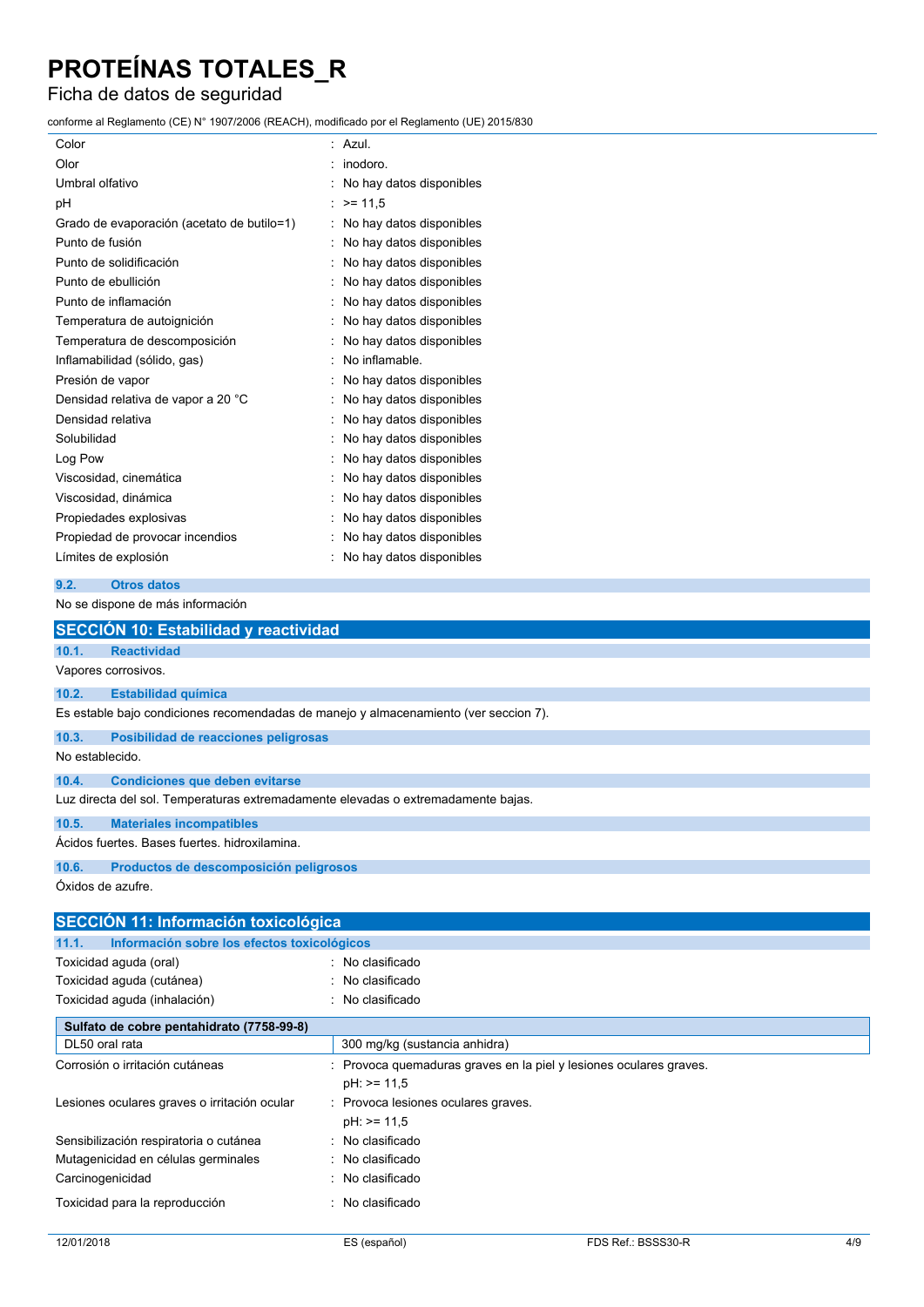| | |
|---|---|
| Color | : Azul. |
| Olor | : inodoro. |
| Umbral olfativo | : No hay datos disponibles |
| pH | : >= 11,5 |
| Grado de evaporación (acetato de butilo=1) | : No hay datos disponibles |
| Punto de fusión | : No hay datos disponibles |
| Punto de solidificación | : No hay datos disponibles |
| Punto de ebullición | : No hay datos disponibles |
| Punto de inflamación | : No hay datos disponibles |
| Temperatura de autoignición | : No hay datos disponibles |
| Temperatura de descomposición | : No hay datos disponibles |
| Inflamabilidad (sólido, gas) | : No inflamable. |
| Presión de vapor | : No hay datos disponibles |
| Densidad relativa de vapor a 20 °C | : No hay datos disponibles |
| Densidad relativa | : No hay datos disponibles |
| Solubilidad | : No hay datos disponibles |
| Log Pow | : No hay datos disponibles |
| Viscosidad, cinemática | : No hay datos disponibles |
| Viscosidad, dinámica | : No hay datos disponibles |
| Propiedades explosivas | : No hay datos disponibles |
| Propiedad de provocar incendios | : No hay datos disponibles |
| Límites de explosión | : No hay datos disponibles |

### 9.2. Otros datos

No se dispone de más información

## SECCIÓN 10: Estabilidad y reactividad

### 10.1. Reactividad

Vapores corrosivos.

### 10.2. Estabilidad química

Es estable bajo condiciones recomendadas de manejo y almacenamiento (ver seccion 7).

### 10.3. Posibilidad de reacciones peligrosas

No establecido.

### 10.4. Condiciones que deben evitarse

Luz directa del sol. Temperaturas extremadamente elevadas o extremadamente bajas.

### 10.5. Materiales incompatibles

Ácidos fuertes. Bases fuertes. hidroxilamina.

### 10.6. Productos de descomposición peligrosos

Óxidos de azufre.

## SECCIÓN 11: Información toxicológica

### 11.1. Información sobre los efectos toxicológicos

| | |
|---|---|
| Toxicidad aguda (oral) | : No clasificado |
| Toxicidad aguda (cutánea) | : No clasificado |
| Toxicidad aguda (inhalación) | : No clasificado |

| Sulfato de cobre pentahidrato (7758-99-8) | |
|---|---|
| DL50 oral rata | 300 mg/kg (sustancia anhidra) |

| | |
|---|---|
| Corrosión o irritación cutáneas | : Provoca quemaduras graves en la piel y lesiones oculares graves.<br>pH: >= 11,5 |
| Lesiones oculares graves o irritación ocular | : Provoca lesiones oculares graves.<br>pH: >= 11,5 |
| Sensibilización respiratoria o cutánea | : No clasificado |
| Mutagenicidad en células germinales | : No clasificado |
| Carcinogenicidad | : No clasificado |
| Toxicidad para la reproducción | : No clasificado |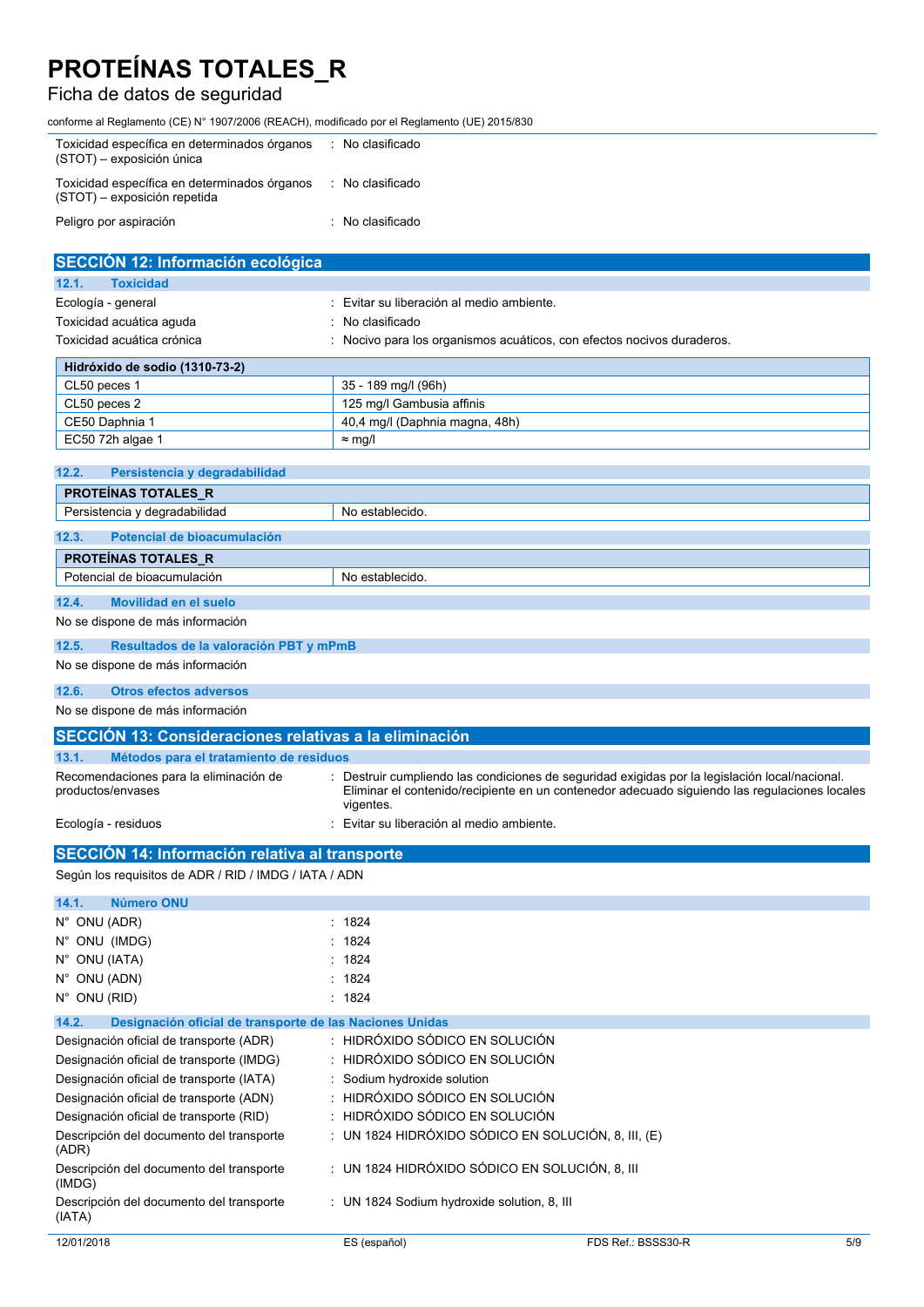| | |
|---|---|
| Toxicidad específica en determinados órganos (STOT) – exposición única | : No clasificado |
| Toxicidad específica en determinados órganos (STOT) – exposición repetida | : No clasificado |
| Peligro por aspiración | : No clasificado |

## SECCIÓN 12: Información ecológica

### 12.1. Toxicidad

| | |
|---|---|
| Ecología - general | : Evitar su liberación al medio ambiente. |
| Toxicidad acuática aguda | : No clasificado |
| Toxicidad acuática crónica | : Nocivo para los organismos acuáticos, con efectos nocivos duraderos. |

| Hidróxido de sodio (1310-73-2) | |
|---|---|
| CL50 peces 1 | 35 - 189 mg/l (96h) |
| CL50 peces 2 | 125 mg/l Gambusia affinis |
| CE50 Daphnia 1 | 40,4 mg/l (Daphnia magna, 48h) |
| EC50 72h algae 1 | ≈ mg/l |

### 12.2. Persistencia y degradabilidad

| PROTEÍNAS TOTALES_R | |
|---|---|
| Persistencia y degradabilidad | No establecido. |

### 12.3. Potencial de bioacumulación

| PROTEÍNAS TOTALES_R | |
|---|---|
| Potencial de bioacumulación | No establecido. |

### 12.4. Movilidad en el suelo

No se dispone de más información

### 12.5. Resultados de la valoración PBT y mPmB

No se dispone de más información

### 12.6. Otros efectos adversos

No se dispone de más información

## SECCIÓN 13: Consideraciones relativas a la eliminación

### 13.1. Métodos para el tratamiento de residuos

| | |
|---|---|
| Recomendaciones para la eliminación de productos/envases | : Destruir cumpliendo las condiciones de seguridad exigidas por la legislación local/nacional. Eliminar el contenido/recipiente en un contenedor adecuado siguiendo las regulaciones locales vigentes. |
| Ecología - residuos | : Evitar su liberación al medio ambiente. |

## SECCIÓN 14: Información relativa al transporte

Según los requisitos de ADR / RID / IMDG / IATA / ADN

### 14.1. Número ONU

| | |
|---|---|
| N° ONU (ADR) | : 1824 |
| N° ONU (IMDG) | : 1824 |
| N° ONU (IATA) | : 1824 |
| N° ONU (ADN) | : 1824 |
| N° ONU (RID) | : 1824 |

### 14.2. Designación oficial de transporte de las Naciones Unidas

| | |
|---|---|
| Designación oficial de transporte (ADR) | : HIDRÓXIDO SÓDICO EN SOLUCIÓN |
| Designación oficial de transporte (IMDG) | : HIDRÓXIDO SÓDICO EN SOLUCIÓN |
| Designación oficial de transporte (IATA) | : Sodium hydroxide solution |
| Designación oficial de transporte (ADN) | : HIDRÓXIDO SÓDICO EN SOLUCIÓN |
| Designación oficial de transporte (RID) | : HIDRÓXIDO SÓDICO EN SOLUCIÓN |
| Descripción del documento del transporte (ADR) | : UN 1824 HIDRÓXIDO SÓDICO EN SOLUCIÓN, 8, III, (E) |
| Descripción del documento del transporte (IMDG) | : UN 1824 HIDRÓXIDO SÓDICO EN SOLUCIÓN, 8, III |
| Descripción del documento del transporte (IATA) | : UN 1824 Sodium hydroxide solution, 8, III |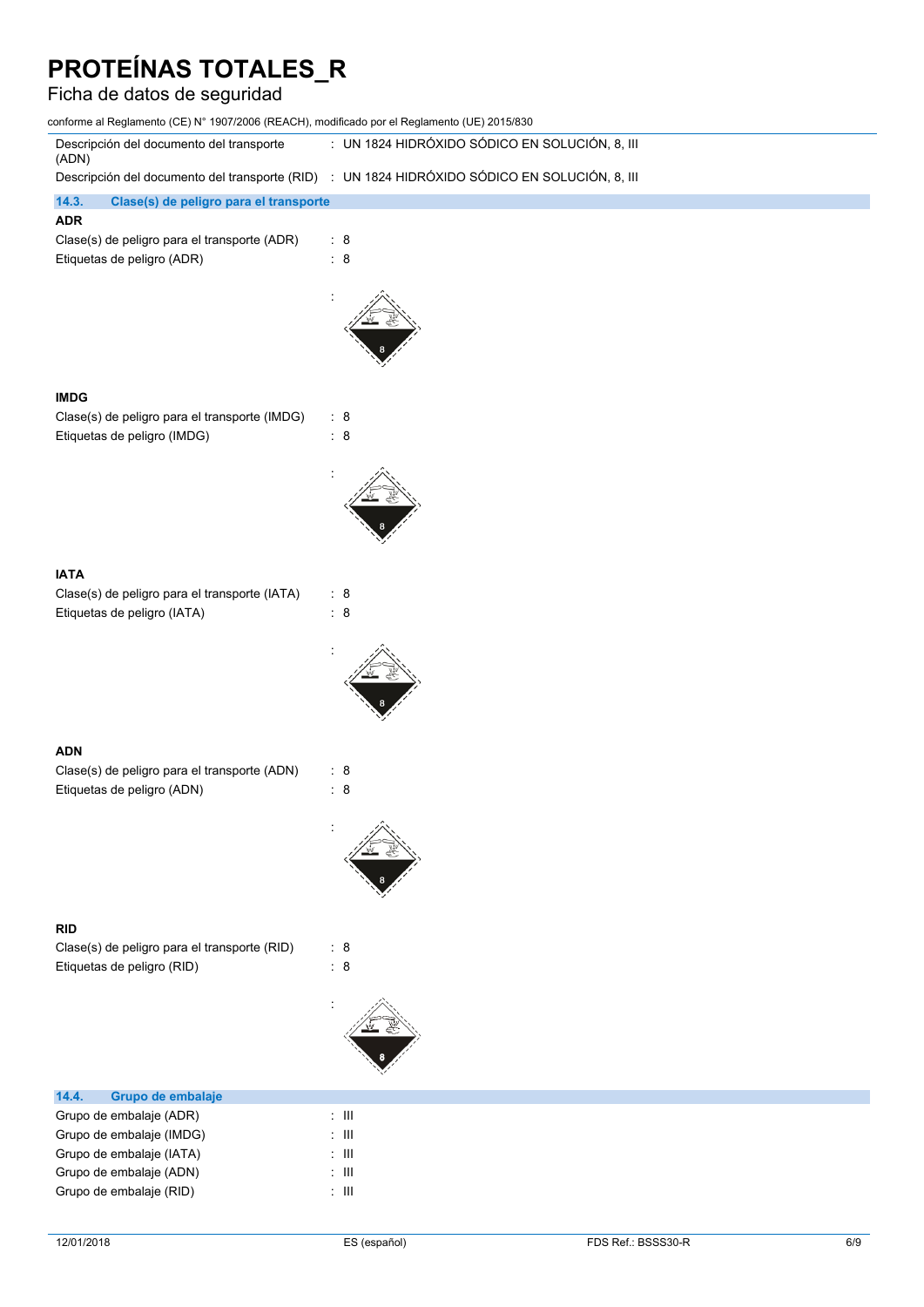| | |
|---|---|
| Descripción del documento del transporte (ADN) | : UN 1824 HIDRÓXIDO SÓDICO EN SOLUCIÓN, 8, III |
| Descripción del documento del transporte (RID) | : UN 1824 HIDRÓXIDO SÓDICO EN SOLUCIÓN, 8, III |

## 14.3. Clase(s) de peligro para el transporte

**ADR**

| | |
|---|---|
| Clase(s) de peligro para el transporte (ADR) | : 8 |
| Etiquetas de peligro (ADR) | : 8 |

**IMDG**

| | |
|---|---|
| Clase(s) de peligro para el transporte (IMDG) | : 8 |
| Etiquetas de peligro (IMDG) | : 8 |

**IATA**

| | |
|---|---|
| Clase(s) de peligro para el transporte (IATA) | : 8 |
| Etiquetas de peligro (IATA) | : 8 |

**ADN**

| | |
|---|---|
| Clase(s) de peligro para el transporte (ADN) | : 8 |
| Etiquetas de peligro (ADN) | : 8 |

**RID**

| | |
|---|---|
| Clase(s) de peligro para el transporte (RID) | : 8 |
| Etiquetas de peligro (RID) | : 8 |

## 14.4. Grupo de embalaje

| | |
|---|---|
| Grupo de embalaje (ADR) | : III |
| Grupo de embalaje (IMDG) | : III |
| Grupo de embalaje (IATA) | : III |
| Grupo de embalaje (ADN) | : III |
| Grupo de embalaje (RID) | : III |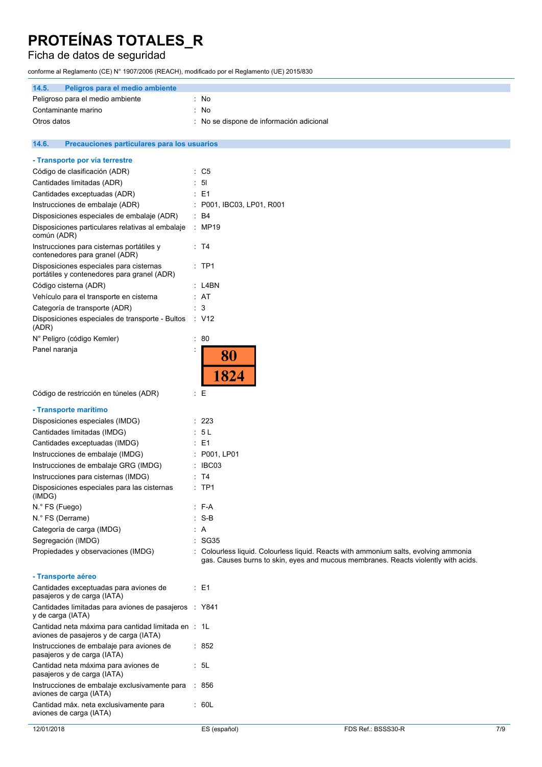### 14.5. Peligros para el medio ambiente

| | |
|---|---|
| Peligroso para el medio ambiente | : No |
| Contaminante marino | : No |
| Otros datos | : No se dispone de información adicional |

### 14.6. Precauciones particulares para los usuarios

**- Transporte por vía terrestre**

| | |
|---|---|
| Código de clasificación (ADR) | : C5 |
| Cantidades limitadas (ADR) | : 5l |
| Cantidades exceptuadas (ADR) | : E1 |
| Instrucciones de embalaje (ADR) | : P001, IBC03, LP01, R001 |
| Disposiciones especiales de embalaje (ADR) | : B4 |
| Disposiciones particulares relativas al embalaje común (ADR) | : MP19 |
| Instrucciones para cisternas portátiles y contenedores para granel (ADR) | : T4 |
| Disposiciones especiales para cisternas portátiles y contenedores para granel (ADR) | : TP1 |
| Código cisterna (ADR) | : L4BN |
| Vehículo para el transporte en cisterna | : AT |
| Categoría de transporte (ADR) | : 3 |
| Disposiciones especiales de transporte - Bultos (ADR) | : V12 |
| N° Peligro (código Kemler) | : 80 |
| Panel naranja | : 80 / 1824 |
| Código de restricción en túneles (ADR) | : E |

**- Transporte marítimo**

| | |
|---|---|
| Disposiciones especiales (IMDG) | : 223 |
| Cantidades limitadas (IMDG) | : 5 L |
| Cantidades exceptuadas (IMDG) | : E1 |
| Instrucciones de embalaje (IMDG) | : P001, LP01 |
| Instrucciones de embalaje GRG (IMDG) | : IBC03 |
| Instrucciones para cisternas (IMDG) | : T4 |
| Disposiciones especiales para las cisternas (IMDG) | : TP1 |
| N.° FS (Fuego) | : F-A |
| N.° FS (Derrame) | : S-B |
| Categoría de carga (IMDG) | : A |
| Segregación (IMDG) | : SG35 |
| Propiedades y observaciones (IMDG) | : Colourless liquid. Colourless liquid. Reacts with ammonium salts, evolving ammonia gas. Causes burns to skin, eyes and mucous membranes. Reacts violently with acids. |

**- Transporte aéreo**

| | |
|---|---|
| Cantidades exceptuadas para aviones de pasajeros y de carga (IATA) | : E1 |
| Cantidades limitadas para aviones de pasajeros y de carga (IATA) | : Y841 |
| Cantidad neta máxima para cantidad limitada en aviones de pasajeros y de carga (IATA) | : 1L |
| Instrucciones de embalaje para aviones de pasajeros y de carga (IATA) | : 852 |
| Cantidad neta máxima para aviones de pasajeros y de carga (IATA) | : 5L |
| Instrucciones de embalaje exclusivamente para aviones de carga (IATA) | : 856 |
| Cantidad máx. neta exclusivamente para aviones de carga (IATA) | : 60L |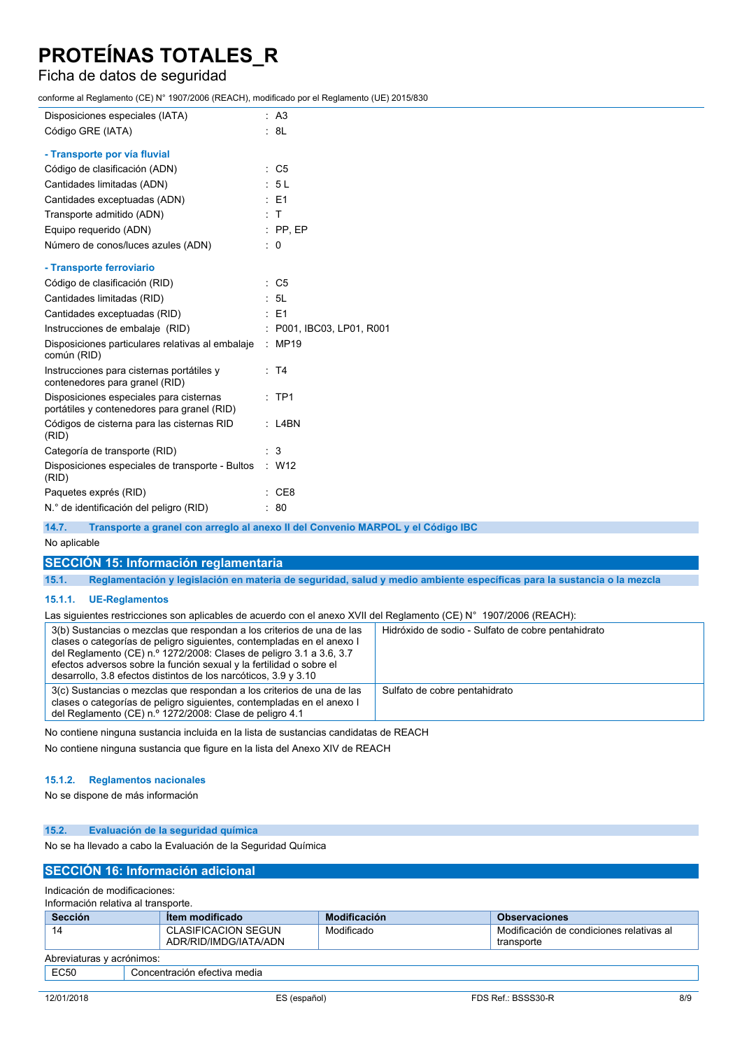| | |
|---|---|
| Disposiciones especiales (IATA) | : A3 |
| Código GRE (IATA) | : 8L |

**- Transporte por vía fluvial**

| | |
|---|---|
| Código de clasificación (ADN) | : C5 |
| Cantidades limitadas (ADN) | : 5 L |
| Cantidades exceptuadas (ADN) | : E1 |
| Transporte admitido (ADN) | : T |
| Equipo requerido (ADN) | : PP, EP |
| Número de conos/luces azules (ADN) | : 0 |

**- Transporte ferroviario**

| | |
|---|---|
| Código de clasificación (RID) | : C5 |
| Cantidades limitadas (RID) | : 5L |
| Cantidades exceptuadas (RID) | : E1 |
| Instrucciones de embalaje (RID) | : P001, IBC03, LP01, R001 |
| Disposiciones particulares relativas al embalaje común (RID) | : MP19 |
| Instrucciones para cisternas portátiles y contenedores para granel (RID) | : T4 |
| Disposiciones especiales para cisternas portátiles y contenedores para granel (RID) | : TP1 |
| Códigos de cisterna para las cisternas RID (RID) | : L4BN |
| Categoría de transporte (RID) | : 3 |
| Disposiciones especiales de transporte - Bultos (RID) | : W12 |
| Paquetes exprés (RID) | : CE8 |
| N.° de identificación del peligro (RID) | : 80 |

### 14.7. Transporte a granel con arreglo al anexo II del Convenio MARPOL y el Código IBC

No aplicable

## SECCIÓN 15: Información reglamentaria

### 15.1. Reglamentación y legislación en materia de seguridad, salud y medio ambiente específicas para la sustancia o la mezcla

#### 15.1.1. UE-Reglamentos

Las siguientes restricciones son aplicables de acuerdo con el anexo XVII del Reglamento (CE) N° 1907/2006 (REACH):

| | |
|---|---|
| 3(b) Sustancias o mezclas que respondan a los criterios de una de las clases o categorías de peligro siguientes, contempladas en el anexo I del Reglamento (CE) n.º 1272/2008: Clases de peligro 3.1 a 3.6, 3.7 efectos adversos sobre la función sexual y la fertilidad o sobre el desarrollo, 3.8 efectos distintos de los narcóticos, 3.9 y 3.10 | Hidróxido de sodio - Sulfato de cobre pentahidrato |
| 3(c) Sustancias o mezclas que respondan a los criterios de una de las clases o categorías de peligro siguientes, contempladas en el anexo I del Reglamento (CE) n.º 1272/2008: Clase de peligro 4.1 | Sulfato de cobre pentahidrato |

No contiene ninguna sustancia incluida en la lista de sustancias candidatas de REACH

No contiene ninguna sustancia que figure en la lista del Anexo XIV de REACH

#### 15.1.2. Reglamentos nacionales

No se dispone de más información

### 15.2. Evaluación de la seguridad química

No se ha llevado a cabo la Evaluación de la Seguridad Química

## SECCIÓN 16: Información adicional

Indicación de modificaciones:
Información relativa al transporte.

| Sección | Ítem modificado | Modificación | Observaciones |
|---|---|---|---|
| 14 | CLASIFICACION SEGUN ADR/RID/IMDG/IATA/ADN | Modificado | Modificación de condiciones relativas al transporte |

Abreviaturas y acrónimos:

| | |
|---|---|
| EC50 | Concentración efectiva media |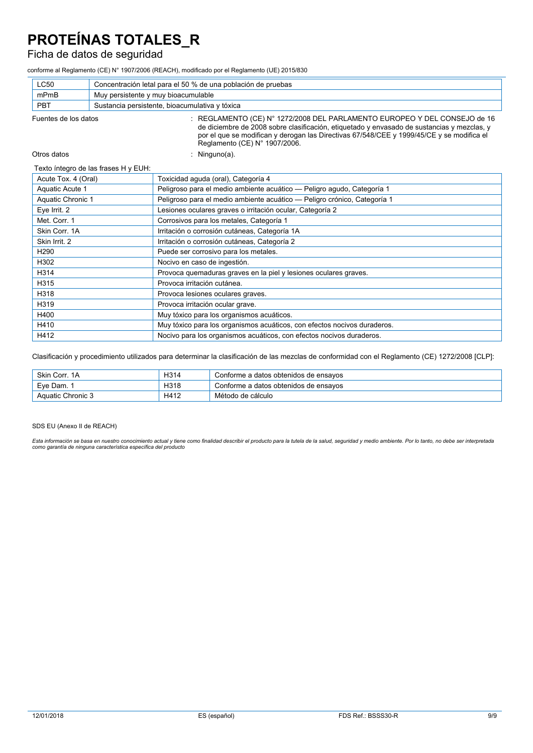| LC50 | Concentración letal para el 50 % de una población de pruebas |
| --- | --- |
| mPmB | Muy persistente y muy bioacumulable |
| PBT | Sustancia persistente, bioacumulativa y tóxica |

Fuentes de los datos : REGLAMENTO (CE) N° 1272/2008 DEL PARLAMENTO EUROPEO Y DEL CONSEJO de 16 de diciembre de 2008 sobre clasificación, etiquetado y envasado de sustancias y mezclas, y por el que se modifican y derogan las Directivas 67/548/CEE y 1999/45/CE y se modifica el Reglamento (CE) N° 1907/2006.

Otros datos : Ninguno(a).

Texto íntegro de las frases H y EUH:

| | |
| --- | --- |
| Acute Tox. 4 (Oral) | Toxicidad aguda (oral), Categoría 4 |
| Aquatic Acute 1 | Peligroso para el medio ambiente acuático — Peligro agudo, Categoría 1 |
| Aquatic Chronic 1 | Peligroso para el medio ambiente acuático — Peligro crónico, Categoría 1 |
| Eye Irrit. 2 | Lesiones oculares graves o irritación ocular, Categoría 2 |
| Met. Corr. 1 | Corrosivos para los metales, Categoría 1 |
| Skin Corr. 1A | Irritación o corrosión cutáneas, Categoría 1A |
| Skin Irrit. 2 | Irritación o corrosión cutáneas, Categoría 2 |
| H290 | Puede ser corrosivo para los metales. |
| H302 | Nocivo en caso de ingestión. |
| H314 | Provoca quemaduras graves en la piel y lesiones oculares graves. |
| H315 | Provoca irritación cutánea. |
| H318 | Provoca lesiones oculares graves. |
| H319 | Provoca irritación ocular grave. |
| H400 | Muy tóxico para los organismos acuáticos. |
| H410 | Muy tóxico para los organismos acuáticos, con efectos nocivos duraderos. |
| H412 | Nocivo para los organismos acuáticos, con efectos nocivos duraderos. |

Clasificación y procedimiento utilizados para determinar la clasificación de las mezclas de conformidad con el Reglamento (CE) 1272/2008 [CLP]:

| | | |
| --- | --- | --- |
| Skin Corr. 1A | H314 | Conforme a datos obtenidos de ensayos |
| Eye Dam. 1 | H318 | Conforme a datos obtenidos de ensayos |
| Aquatic Chronic 3 | H412 | Método de cálculo |

SDS EU (Anexo II de REACH)

*Esta información se basa en nuestro conocimiento actual y tiene como finalidad describir el producto para la tutela de la salud, seguridad y medio ambiente. Por lo tanto, no debe ser interpretada como garantía de ninguna característica específica del producto*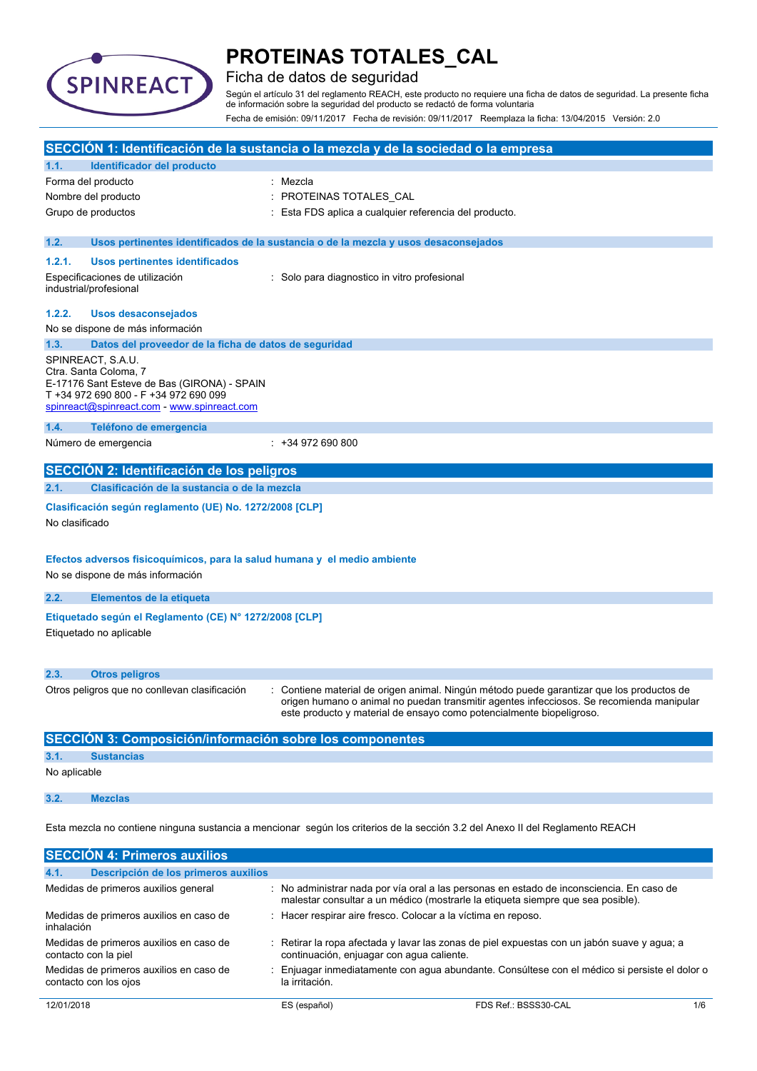# PROTEINAS TOTALES_CAL

## Ficha de datos de seguridad

Según el artículo 31 del reglamento REACH, este producto no requiere una ficha de datos de seguridad. La presente ficha de información sobre la seguridad del producto se redactó de forma voluntaria

Fecha de emisión: 09/11/2017 Fecha de revisión: 09/11/2017 Reemplaza la ficha: 13/04/2015 Versión: 2.0

## SECCIÓN 1: Identificación de la sustancia o la mezcla y de la sociedad o la empresa

### 1.1. Identificador del producto

| | |
|---|---|
| Forma del producto | : Mezcla |
| Nombre del producto | : PROTEINAS TOTALES_CAL |
| Grupo de productos | : Esta FDS aplica a cualquier referencia del producto. |

### 1.2. Usos pertinentes identificados de la sustancia o de la mezcla y usos desaconsejados

#### 1.2.1. Usos pertinentes identificados

| | |
|---|---|
| Especificaciones de utilización industrial/profesional | : Solo para diagnostico in vitro profesional |

#### 1.2.2. Usos desaconsejados

No se dispone de más información

### 1.3. Datos del proveedor de la ficha de datos de seguridad

SPINREACT, S.A.U.
Ctra. Santa Coloma, 7
E-17176 Sant Esteve de Bas (GIRONA) - SPAIN
T +34 972 690 800 - F +34 972 690 099
spinreact@spinreact.com - www.spinreact.com

### 1.4. Teléfono de emergencia

| | |
|---|---|
| Número de emergencia | : +34 972 690 800 |

## SECCIÓN 2: Identificación de los peligros

### 2.1. Clasificación de la sustancia o de la mezcla

**Clasificación según reglamento (UE) No. 1272/2008 [CLP]**

No clasificado

**Efectos adversos fisicoquímicos, para la salud humana y el medio ambiente**

No se dispone de más información

### 2.2. Elementos de la etiqueta

**Etiquetado según el Reglamento (CE) N° 1272/2008 [CLP]**

Etiquetado no aplicable

### 2.3. Otros peligros

| | |
|---|---|
| Otros peligros que no conllevan clasificación | : Contiene material de origen animal. Ningún método puede garantizar que los productos de origen humano o animal no puedan transmitir agentes infecciosos. Se recomienda manipular este producto y material de ensayo como potencialmente biopeligroso. |

## SECCIÓN 3: Composición/información sobre los componentes

### 3.1. Sustancias

No aplicable

### 3.2. Mezclas

Esta mezcla no contiene ninguna sustancia a mencionar según los criterios de la sección 3.2 del Anexo II del Reglamento REACH

## SECCIÓN 4: Primeros auxilios

### 4.1. Descripción de los primeros auxilios

| | |
|---|---|
| Medidas de primeros auxilios general | : No administrar nada por vía oral a las personas en estado de inconsciencia. En caso de malestar consultar a un médico (mostrarle la etiqueta siempre que sea posible). |
| Medidas de primeros auxilios en caso de inhalación | : Hacer respirar aire fresco. Colocar a la víctima en reposo. |
| Medidas de primeros auxilios en caso de contacto con la piel | : Retirar la ropa afectada y lavar las zonas de piel expuestas con un jabón suave y agua; a continuación, enjuagar con agua caliente. |
| Medidas de primeros auxilios en caso de contacto con los ojos | : Enjuagar inmediatamente con agua abundante. Consúltese con el médico si persiste el dolor o la irritación. |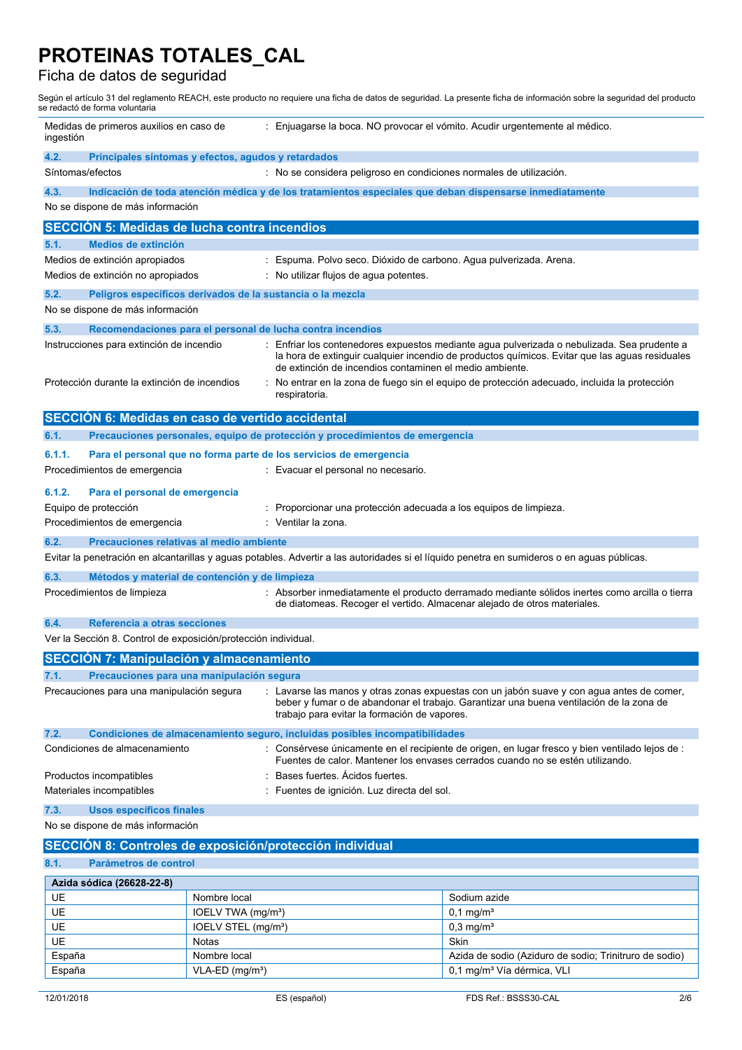Según el artículo 31 del reglamento REACH, este producto no requiere una ficha de datos de seguridad. La presente ficha de información sobre la seguridad del producto se redactó de forma voluntaria

| | |
|---|---|
| Medidas de primeros auxilios en caso de ingestión | : Enjuagarse la boca. NO provocar el vómito. Acudir urgentemente al médico. |

### 4.2. Principales síntomas y efectos, agudos y retardados

| | |
|---|---|
| Síntomas/efectos | : No se considera peligroso en condiciones normales de utilización. |

### 4.3. Indicación de toda atención médica y de los tratamientos especiales que deban dispensarse inmediatamente

No se dispone de más información

## SECCIÓN 5: Medidas de lucha contra incendios

### 5.1. Medios de extinción

| | |
|---|---|
| Medios de extinción apropiados | : Espuma. Polvo seco. Dióxido de carbono. Agua pulverizada. Arena. |
| Medios de extinción no apropiados | : No utilizar flujos de agua potentes. |

### 5.2. Peligros específicos derivados de la sustancia o la mezcla

No se dispone de más información

### 5.3. Recomendaciones para el personal de lucha contra incendios

| | |
|---|---|
| Instrucciones para extinción de incendio | : Enfriar los contenedores expuestos mediante agua pulverizada o nebulizada. Sea prudente a la hora de extinguir cualquier incendio de productos químicos. Evitar que las aguas residuales de extinción de incendios contaminen el medio ambiente. |
| Protección durante la extinción de incendios | : No entrar en la zona de fuego sin el equipo de protección adecuado, incluida la protección respiratoria. |

## SECCIÓN 6: Medidas en caso de vertido accidental

### 6.1. Precauciones personales, equipo de protección y procedimientos de emergencia

#### 6.1.1. Para el personal que no forma parte de los servicios de emergencia

| | |
|---|---|
| Procedimientos de emergencia | : Evacuar el personal no necesario. |

#### 6.1.2. Para el personal de emergencia

| | |
|---|---|
| Equipo de protección | : Proporcionar una protección adecuada a los equipos de limpieza. |
| Procedimientos de emergencia | : Ventilar la zona. |

### 6.2. Precauciones relativas al medio ambiente

Evitar la penetración en alcantarillas y aguas potables. Advertir a las autoridades si el líquido penetra en sumideros o en aguas públicas.

### 6.3. Métodos y material de contención y de limpieza

| | |
|---|---|
| Procedimientos de limpieza | : Absorber inmediatamente el producto derramado mediante sólidos inertes como arcilla o tierra de diatomeas. Recoger el vertido. Almacenar alejado de otros materiales. |

### 6.4. Referencia a otras secciones

Ver la Sección 8. Control de exposición/protección individual.

## SECCIÓN 7: Manipulación y almacenamiento

### 7.1. Precauciones para una manipulación segura

| | |
|---|---|
| Precauciones para una manipulación segura | : Lavarse las manos y otras zonas expuestas con un jabón suave y con agua antes de comer, beber y fumar o de abandonar el trabajo. Garantizar una buena ventilación de la zona de trabajo para evitar la formación de vapores. |

### 7.2. Condiciones de almacenamiento seguro, incluidas posibles incompatibilidades

| | |
|---|---|
| Condiciones de almacenamiento | : Consérvese únicamente en el recipiente de origen, en lugar fresco y bien ventilado lejos de : Fuentes de calor. Mantener los envases cerrados cuando no se estén utilizando. |
| Productos incompatibles | : Bases fuertes. Ácidos fuertes. |
| Materiales incompatibles | : Fuentes de ignición. Luz directa del sol. |

### 7.3. Usos específicos finales

No se dispone de más información

## SECCIÓN 8: Controles de exposición/protección individual

### 8.1. Parámetros de control

| Azida sódica (26628-22-8) | | |
|---|---|---|
| UE | Nombre local | Sodium azide |
| UE | IOELV TWA (mg/m³) | 0,1 mg/m³ |
| UE | IOELV STEL (mg/m³) | 0,3 mg/m³ |
| UE | Notas | Skin |
| España | Nombre local | Azida de sodio (Aziduro de sodio; Trinitruro de sodio) |
| España | VLA-ED (mg/m³) | 0,1 mg/m³ Vía dérmica, VLI |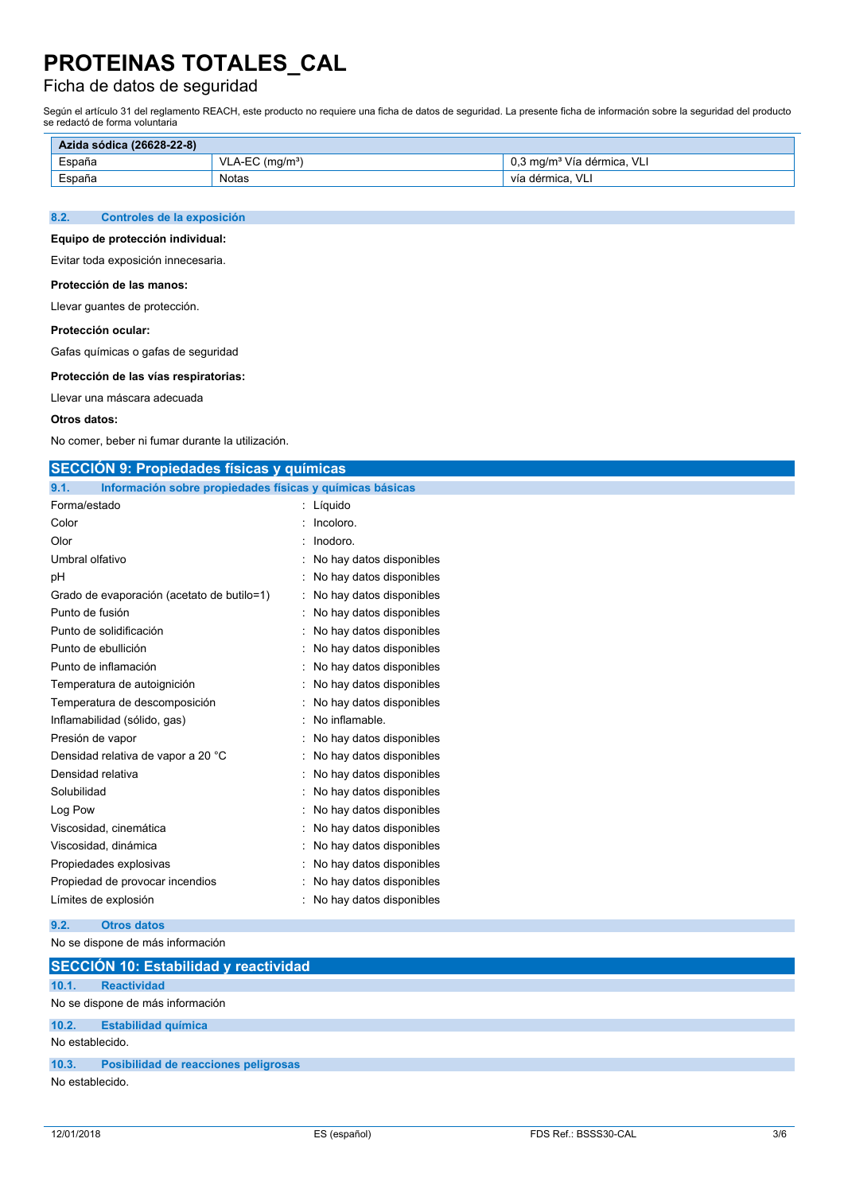| Azida sódica (26628-22-8) | | |
|---|---|---|
| España | VLA-EC ($mg/m^3$) | 0,3 $mg/m^3$ Vía dérmica, VLI |
| España | Notas | vía dérmica, VLI |

### 8.2. Controles de la exposición

**Equipo de protección individual:**

Evitar toda exposición innecesaria.

**Protección de las manos:**

Llevar guantes de protección.

**Protección ocular:**

Gafas químicas o gafas de seguridad

**Protección de las vías respiratorias:**

Llevar una máscara adecuada

**Otros datos:**

No comer, beber ni fumar durante la utilización.

## SECCIÓN 9: Propiedades físicas y químicas

### 9.1. Información sobre propiedades físicas y químicas básicas

| | |
|---|---|
| Forma/estado | : Líquido |
| Color | : Incoloro. |
| Olor | : Inodoro. |
| Umbral olfativo | : No hay datos disponibles |
| pH | : No hay datos disponibles |
| Grado de evaporación (acetato de butilo=1) | : No hay datos disponibles |
| Punto de fusión | : No hay datos disponibles |
| Punto de solidificación | : No hay datos disponibles |
| Punto de ebullición | : No hay datos disponibles |
| Punto de inflamación | : No hay datos disponibles |
| Temperatura de autoignición | : No hay datos disponibles |
| Temperatura de descomposición | : No hay datos disponibles |
| Inflamabilidad (sólido, gas) | : No inflamable. |
| Presión de vapor | : No hay datos disponibles |
| Densidad relativa de vapor a 20 °C | : No hay datos disponibles |
| Densidad relativa | : No hay datos disponibles |
| Solubilidad | : No hay datos disponibles |
| Log Pow | : No hay datos disponibles |
| Viscosidad, cinemática | : No hay datos disponibles |
| Viscosidad, dinámica | : No hay datos disponibles |
| Propiedades explosivas | : No hay datos disponibles |
| Propiedad de provocar incendios | : No hay datos disponibles |
| Límites de explosión | : No hay datos disponibles |

### 9.2. Otros datos

No se dispone de más información

## SECCIÓN 10: Estabilidad y reactividad

### 10.1. Reactividad

No se dispone de más información

### 10.2. Estabilidad química

No establecido.

### 10.3. Posibilidad de reacciones peligrosas

No establecido.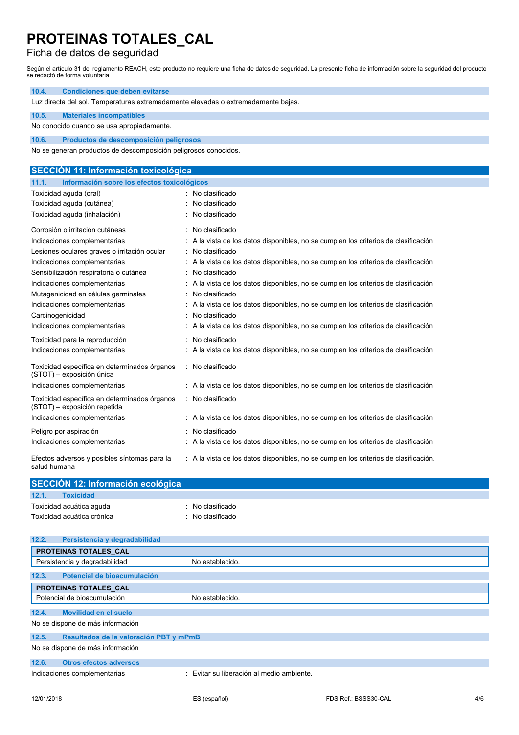#### 10.4. Condiciones que deben evitarse

Luz directa del sol. Temperaturas extremadamente elevadas o extremadamente bajas.

#### 10.5. Materiales incompatibles

No conocido cuando se usa apropiadamente.

#### 10.6. Productos de descomposición peligrosos

No se generan productos de descomposición peligrosos conocidos.

## SECCIÓN 11: Información toxicológica

#### 11.1. Información sobre los efectos toxicológicos

| | |
|---|---|
| Toxicidad aguda (oral) | : No clasificado |
| Toxicidad aguda (cutánea) | : No clasificado |
| Toxicidad aguda (inhalación) | : No clasificado |
| Corrosión o irritación cutáneas | : No clasificado |
| Indicaciones complementarias | : A la vista de los datos disponibles, no se cumplen los criterios de clasificación |
| Lesiones oculares graves o irritación ocular | : No clasificado |
| Indicaciones complementarias | : A la vista de los datos disponibles, no se cumplen los criterios de clasificación |
| Sensibilización respiratoria o cutánea | : No clasificado |
| Indicaciones complementarias | : A la vista de los datos disponibles, no se cumplen los criterios de clasificación |
| Mutagenicidad en células germinales | : No clasificado |
| Indicaciones complementarias | : A la vista de los datos disponibles, no se cumplen los criterios de clasificación |
| Carcinogenicidad | : No clasificado |
| Indicaciones complementarias | : A la vista de los datos disponibles, no se cumplen los criterios de clasificación |
| Toxicidad para la reproducción | : No clasificado |
| Indicaciones complementarias | : A la vista de los datos disponibles, no se cumplen los criterios de clasificación |
| Toxicidad específica en determinados órganos (STOT) – exposición única | : No clasificado |
| Indicaciones complementarias | : A la vista de los datos disponibles, no se cumplen los criterios de clasificación |
| Toxicidad específica en determinados órganos (STOT) – exposición repetida | : No clasificado |
| Indicaciones complementarias | : A la vista de los datos disponibles, no se cumplen los criterios de clasificación |
| Peligro por aspiración | : No clasificado |
| Indicaciones complementarias | : A la vista de los datos disponibles, no se cumplen los criterios de clasificación |
| Efectos adversos y posibles síntomas para la salud humana | : A la vista de los datos disponibles, no se cumplen los criterios de clasificación. |

## SECCIÓN 12: Información ecológica

#### 12.1. Toxicidad

| | |
|---|---|
| Toxicidad acuática aguda | : No clasificado |
| Toxicidad acuática crónica | : No clasificado |

#### 12.2. Persistencia y degradabilidad

| PROTEINAS TOTALES_CAL | |
|---|---|
| Persistencia y degradabilidad | No establecido. |

#### 12.3. Potencial de bioacumulación

| PROTEINAS TOTALES_CAL | |
|---|---|
| Potencial de bioacumulación | No establecido. |

#### 12.4. Movilidad en el suelo

No se dispone de más información

#### 12.5. Resultados de la valoración PBT y mPmB

No se dispone de más información

#### 12.6. Otros efectos adversos

| | |
|---|---|
| Indicaciones complementarias | : Evitar su liberación al medio ambiente. |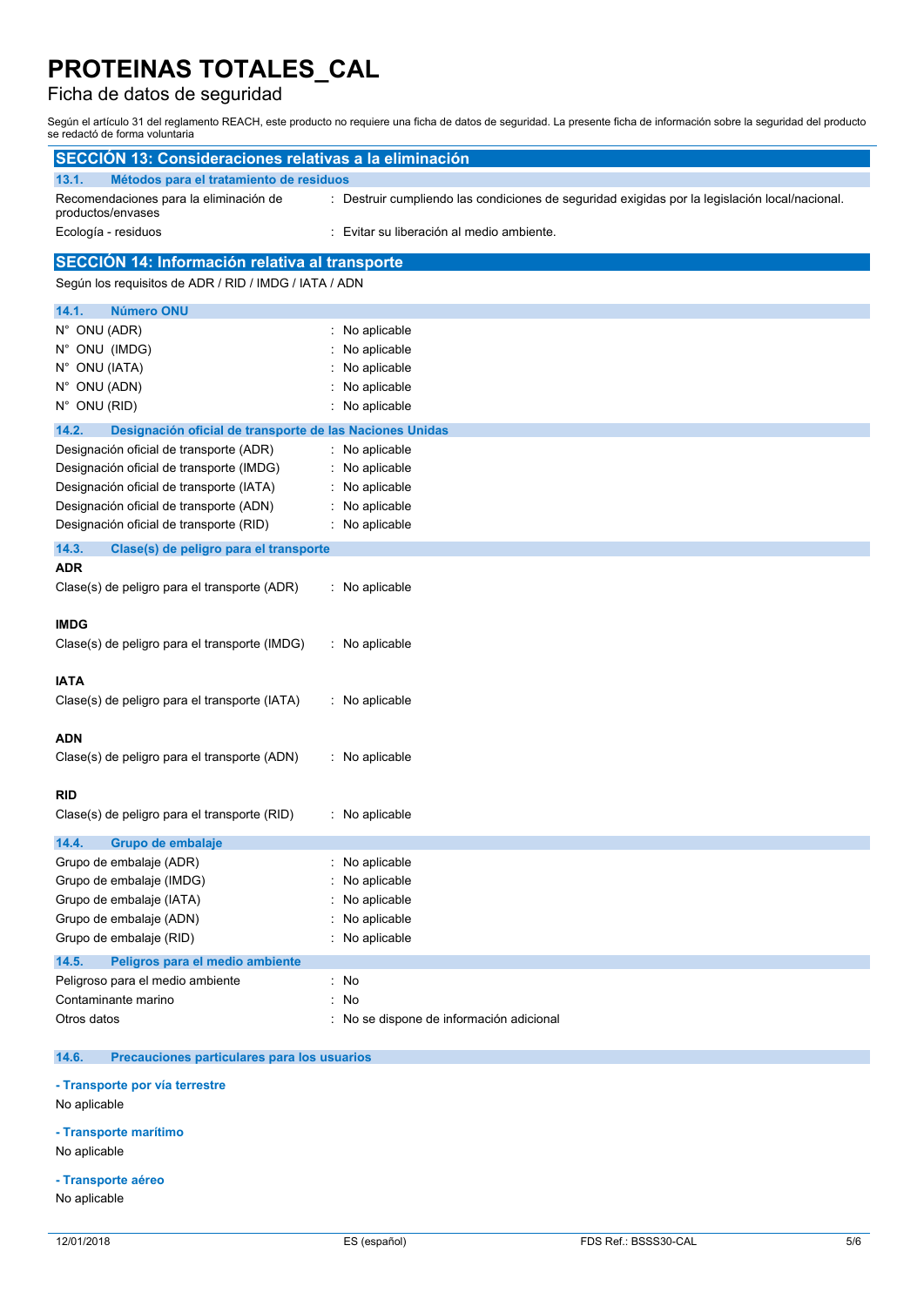## SECCIÓN 13: Consideraciones relativas a la eliminación

### 13.1. Métodos para el tratamiento de residuos

| | |
|---|---|
| Recomendaciones para la eliminación de productos/envases | : Destruir cumpliendo las condiciones de seguridad exigidas por la legislación local/nacional. |
| Ecología - residuos | : Evitar su liberación al medio ambiente. |

## SECCIÓN 14: Información relativa al transporte

Según los requisitos de ADR / RID / IMDG / IATA / ADN

### 14.1. Número ONU

| | |
|---|---|
| N° ONU (ADR) | : No aplicable |
| N° ONU (IMDG) | : No aplicable |
| N° ONU (IATA) | : No aplicable |
| N° ONU (ADN) | : No aplicable |
| N° ONU (RID) | : No aplicable |

### 14.2. Designación oficial de transporte de las Naciones Unidas

| | |
|---|---|
| Designación oficial de transporte (ADR) | : No aplicable |
| Designación oficial de transporte (IMDG) | : No aplicable |
| Designación oficial de transporte (IATA) | : No aplicable |
| Designación oficial de transporte (ADN) | : No aplicable |
| Designación oficial de transporte (RID) | : No aplicable |

### 14.3. Clase(s) de peligro para el transporte

**ADR**

Clase(s) de peligro para el transporte (ADR) : No aplicable

**IMDG**

Clase(s) de peligro para el transporte (IMDG) : No aplicable

**IATA**

Clase(s) de peligro para el transporte (IATA) : No aplicable

**ADN**

Clase(s) de peligro para el transporte (ADN) : No aplicable

**RID**

Clase(s) de peligro para el transporte (RID) : No aplicable

### 14.4. Grupo de embalaje

| | |
|---|---|
| Grupo de embalaje (ADR) | : No aplicable |
| Grupo de embalaje (IMDG) | : No aplicable |
| Grupo de embalaje (IATA) | : No aplicable |
| Grupo de embalaje (ADN) | : No aplicable |
| Grupo de embalaje (RID) | : No aplicable |

### 14.5. Peligros para el medio ambiente

| | |
|---|---|
| Peligroso para el medio ambiente | : No |
| Contaminante marino | : No |
| Otros datos | : No se dispone de información adicional |

### 14.6. Precauciones particulares para los usuarios

**- Transporte por vía terrestre**

No aplicable

**- Transporte marítimo**

No aplicable

**- Transporte aéreo**

No aplicable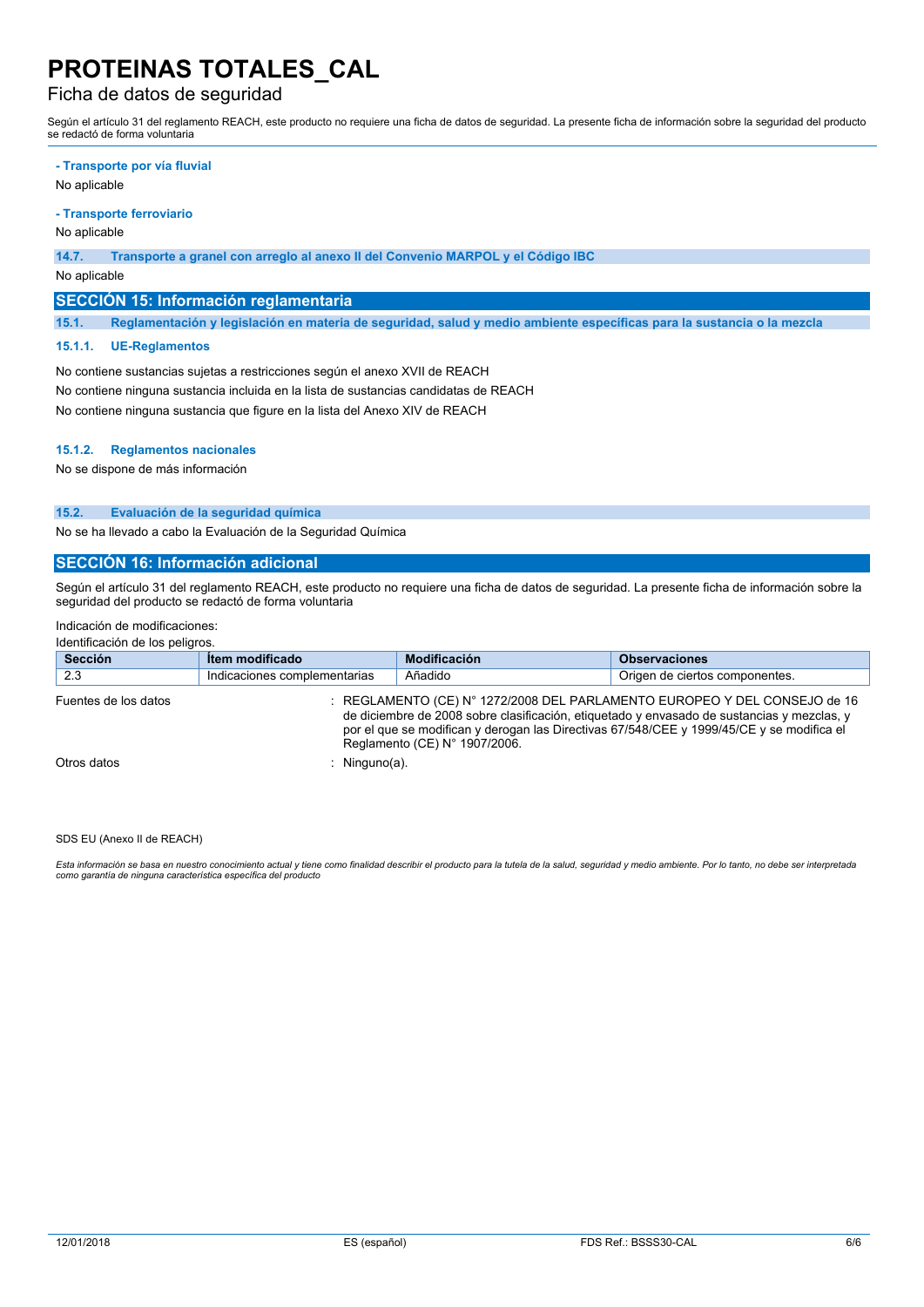**- Transporte por vía fluvial**

No aplicable

**- Transporte ferroviario**

No aplicable

### 14.7. Transporte a granel con arreglo al anexo II del Convenio MARPOL y el Código IBC

No aplicable

## SECCIÓN 15: Información reglamentaria

### 15.1. Reglamentación y legislación en materia de seguridad, salud y medio ambiente específicas para la sustancia o la mezcla

#### 15.1.1. UE-Reglamentos

No contiene sustancias sujetas a restricciones según el anexo XVII de REACH

No contiene ninguna sustancia incluida en la lista de sustancias candidatas de REACH

No contiene ninguna sustancia que figure en la lista del Anexo XIV de REACH

#### 15.1.2. Reglamentos nacionales

No se dispone de más información

### 15.2. Evaluación de la seguridad química

No se ha llevado a cabo la Evaluación de la Seguridad Química

## SECCIÓN 16: Información adicional

Según el artículo 31 del reglamento REACH, este producto no requiere una ficha de datos de seguridad. La presente ficha de información sobre la seguridad del producto se redactó de forma voluntaria

Indicación de modificaciones:

Identificación de los peligros.

| Sección | Ítem modificado | Modificación | Observaciones |
|---|---|---|---|
| 2.3 | Indicaciones complementarias | Añadido | Origen de ciertos componentes. |

Fuentes de los datos : REGLAMENTO (CE) N° 1272/2008 DEL PARLAMENTO EUROPEO Y DEL CONSEJO de 16 de diciembre de 2008 sobre clasificación, etiquetado y envasado de sustancias y mezclas, y por el que se modifican y derogan las Directivas 67/548/CEE y 1999/45/CE y se modifica el Reglamento (CE) N° 1907/2006.

Otros datos : Ninguno(a).

SDS EU (Anexo II de REACH)

*Esta información se basa en nuestro conocimiento actual y tiene como finalidad describir el producto para la tutela de la salud, seguridad y medio ambiente. Por lo tanto, no debe ser interpretada como garantía de ninguna característica específica del producto*